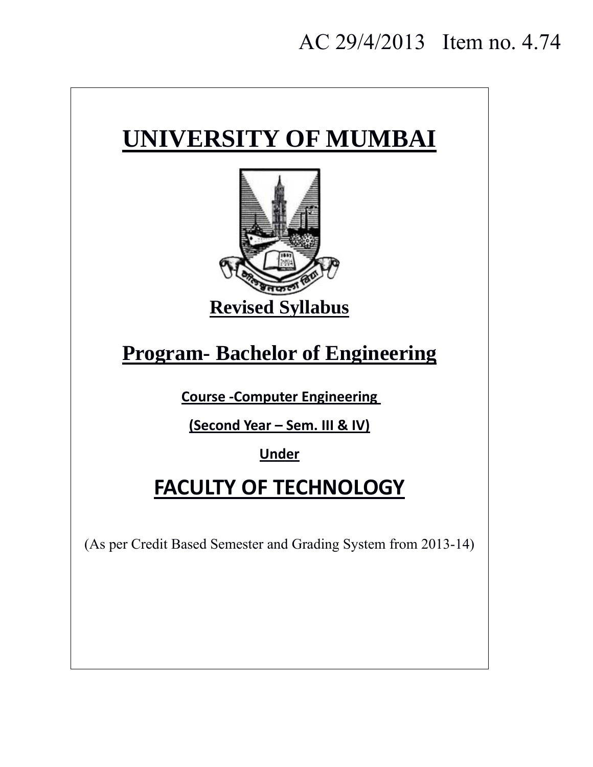AC 29/4/2013 Item no. 4.74

# UNIVERSITY OF MUMBAI

## Revised Syllabus

## Program- Bachelor of Engineering

**Course -Computer Engineering**

**(Second Year – Sem. III & IV)**

**Under**

## FACULTY OF TECHNOLOGY

(As per Credit Based Semester and Grading System from 2013-14)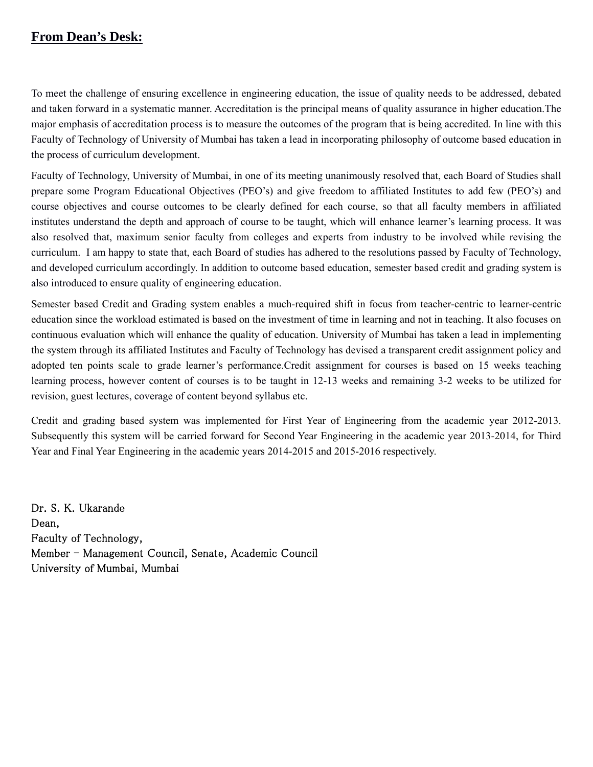## **From Dean's Desk:**

To meet the challenge of ensuring excellence in engineering education, the issue of quality needs to be addressed, debated and taken forward in a systematic manner. Accreditation is the principal means of quality assurance in higher education.The major emphasis of accreditation process is to measure the outcomes of the program that is being accredited. In line with this Faculty of Technology of University of Mumbai has taken a lead in incorporating philosophy of outcome based education in the process of curriculum development.

Faculty of Technology, University of Mumbai, in one of its meeting unanimously resolved that, each Board of Studies shall prepare some Program Educational Objectives (PEO's) and give freedom to affiliated Institutes to add few (PEO's) and course objectives and course outcomes to be clearly defined for each course, so that all faculty members in affiliated institutes understand the depth and approach of course to be taught, which will enhance learner's learning process. It was also resolved that, maximum senior faculty from colleges and experts from industry to be involved while revising the curriculum. I am happy to state that, each Board of studies has adhered to the resolutions passed by Faculty of Technology, and developed curriculum accordingly. In addition to outcome based education, semester based credit and grading system is also introduced to ensure quality of engineering education.

Semester based Credit and Grading system enables a much-required shift in focus from teacher-centric to learner-centric education since the workload estimated is based on the investment of time in learning and not in teaching. It also focuses on continuous evaluation which will enhance the quality of education. University of Mumbai has taken a lead in implementing the system through its affiliated Institutes and Faculty of Technology has devised a transparent credit assignment policy and adopted ten points scale to grade learner's performance.Credit assignment for courses is based on 15 weeks teaching learning process, however content of courses is to be taught in 12-13 weeks and remaining 3-2 weeks to be utilized for revision, guest lectures, coverage of content beyond syllabus etc.

Credit and grading based system was implemented for First Year of Engineering from the academic year 2012-2013. Subsequently this system will be carried forward for Second Year Engineering in the academic year 2013-2014, for Third Year and Final Year Engineering in the academic years 2014-2015 and 2015-2016 respectively.

Dr. S. K. Ukarande  
Dean,  
Faculty of Technology,  
Member - Management Council, Senate, Academic Council  
University of Mumbai, Mumbai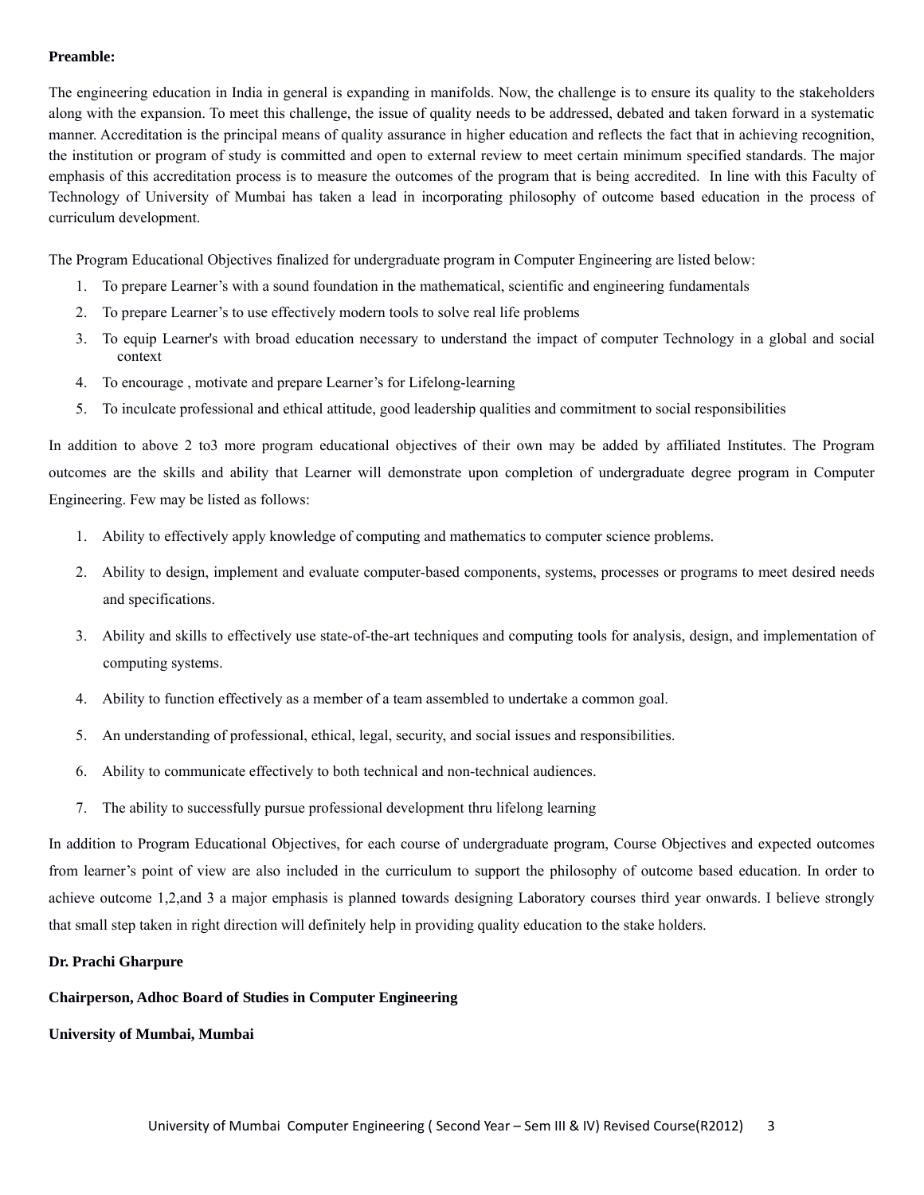**Preamble:**

The engineering education in India in general is expanding in manifolds. Now, the challenge is to ensure its quality to the stakeholders along with the expansion. To meet this challenge, the issue of quality needs to be addressed, debated and taken forward in a systematic manner. Accreditation is the principal means of quality assurance in higher education and reflects the fact that in achieving recognition, the institution or program of study is committed and open to external review to meet certain minimum specified standards. The major emphasis of this accreditation process is to measure the outcomes of the program that is being accredited. In line with this Faculty of Technology of University of Mumbai has taken a lead in incorporating philosophy of outcome based education in the process of curriculum development.

The Program Educational Objectives finalized for undergraduate program in Computer Engineering are listed below:

1. To prepare Learner's with a sound foundation in the mathematical, scientific and engineering fundamentals
2. To prepare Learner's to use effectively modern tools to solve real life problems
3. To equip Learner's with broad education necessary to understand the impact of computer Technology in a global and social context
4. To encourage , motivate and prepare Learner's for Lifelong-learning
5. To inculcate professional and ethical attitude, good leadership qualities and commitment to social responsibilities

In addition to above 2 to3 more program educational objectives of their own may be added by affiliated Institutes. The Program outcomes are the skills and ability that Learner will demonstrate upon completion of undergraduate degree program in Computer Engineering. Few may be listed as follows:

1. Ability to effectively apply knowledge of computing and mathematics to computer science problems.
2. Ability to design, implement and evaluate computer-based components, systems, processes or programs to meet desired needs and specifications.
3. Ability and skills to effectively use state-of-the-art techniques and computing tools for analysis, design, and implementation of computing systems.
4. Ability to function effectively as a member of a team assembled to undertake a common goal.
5. An understanding of professional, ethical, legal, security, and social issues and responsibilities.
6. Ability to communicate effectively to both technical and non-technical audiences.
7. The ability to successfully pursue professional development thru lifelong learning

In addition to Program Educational Objectives, for each course of undergraduate program, Course Objectives and expected outcomes from learner's point of view are also included in the curriculum to support the philosophy of outcome based education. In order to achieve outcome 1,2,and 3 a major emphasis is planned towards designing Laboratory courses third year onwards. I believe strongly that small step taken in right direction will definitely help in providing quality education to the stake holders.

**Dr. Prachi Gharpure**

**Chairperson, Adhoc Board of Studies in Computer Engineering**

**University of Mumbai, Mumbai**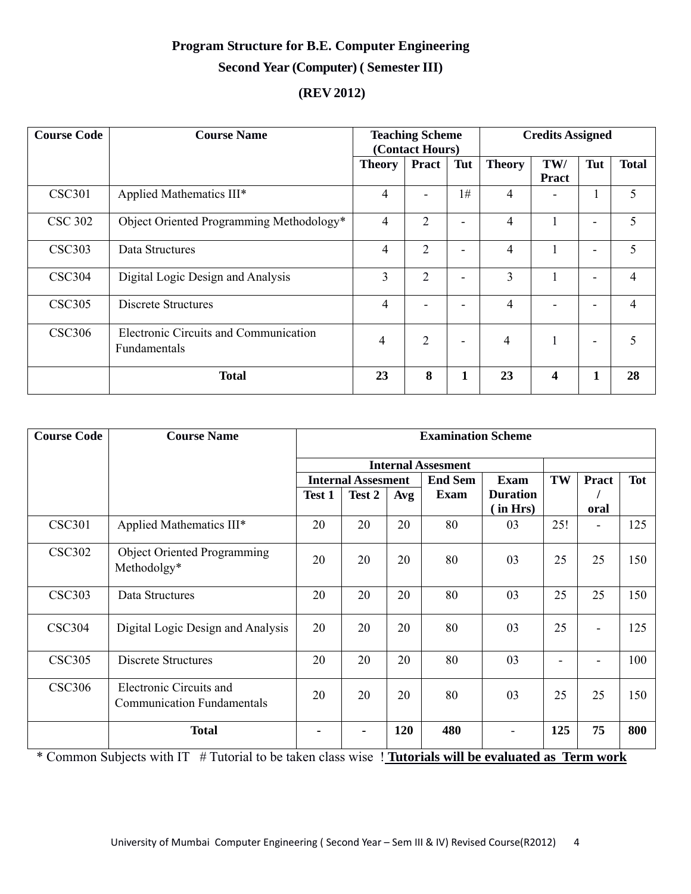# Program Structure for B.E. Computer Engineering

## Second Year (Computer) ( Semester III)

## (REV 2012)

| Course Code | Course Name | Teaching Scheme (Contact Hours) | | | Credits Assigned | | | |
|---|---|---|---|---|---|---|---|---|
| | | Theory | Pract | Tut | Theory | TW/ Pract | Tut | Total |
| CSC301 | Applied Mathematics III* | 4 | - | 1# | 4 | - | 1 | 5 |
| CSC 302 | Object Oriented Programming Methodology* | 4 | 2 | - | 4 | 1 | - | 5 |
| CSC303 | Data Structures | 4 | 2 | - | 4 | 1 | - | 5 |
| CSC304 | Digital Logic Design and Analysis | 3 | 2 | - | 3 | 1 | - | 4 |
| CSC305 | Discrete Structures | 4 | - | - | 4 | - | - | 4 |
| CSC306 | Electronic Circuits and Communication Fundamentals | 4 | 2 | - | 4 | 1 | - | 5 |
| | **Total** | **23** | **8** | **1** | **23** | **4** | **1** | **28** |

| Course Code | Course Name | Examination Scheme | | | | | | | |
|---|---|---|---|---|---|---|---|---|---|
| | | Internal Assesment | | | | | | | |
| | | Internal Assesment | | | End Sem Exam | Exam Duration ( in Hrs) | TW | Pract / oral | Tot |
| | | Test 1 | Test 2 | Avg | | | | | |
| CSC301 | Applied Mathematics III* | 20 | 20 | 20 | 80 | 03 | 25! | - | 125 |
| CSC302 | Object Oriented Programming Methodolgy* | 20 | 20 | 20 | 80 | 03 | 25 | 25 | 150 |
| CSC303 | Data Structures | 20 | 20 | 20 | 80 | 03 | 25 | 25 | 150 |
| CSC304 | Digital Logic Design and Analysis | 20 | 20 | 20 | 80 | 03 | 25 | - | 125 |
| CSC305 | Discrete Structures | 20 | 20 | 20 | 80 | 03 | - | - | 100 |
| CSC306 | Electronic Circuits and Communication Fundamentals | 20 | 20 | 20 | 80 | 03 | 25 | 25 | 150 |
| | **Total** | **-** | **-** | **120** | **480** | - | **125** | **75** | **800** |

\* Common Subjects with IT # Tutorial to be taken class wise ! **Tutorials will be evaluated as Term work**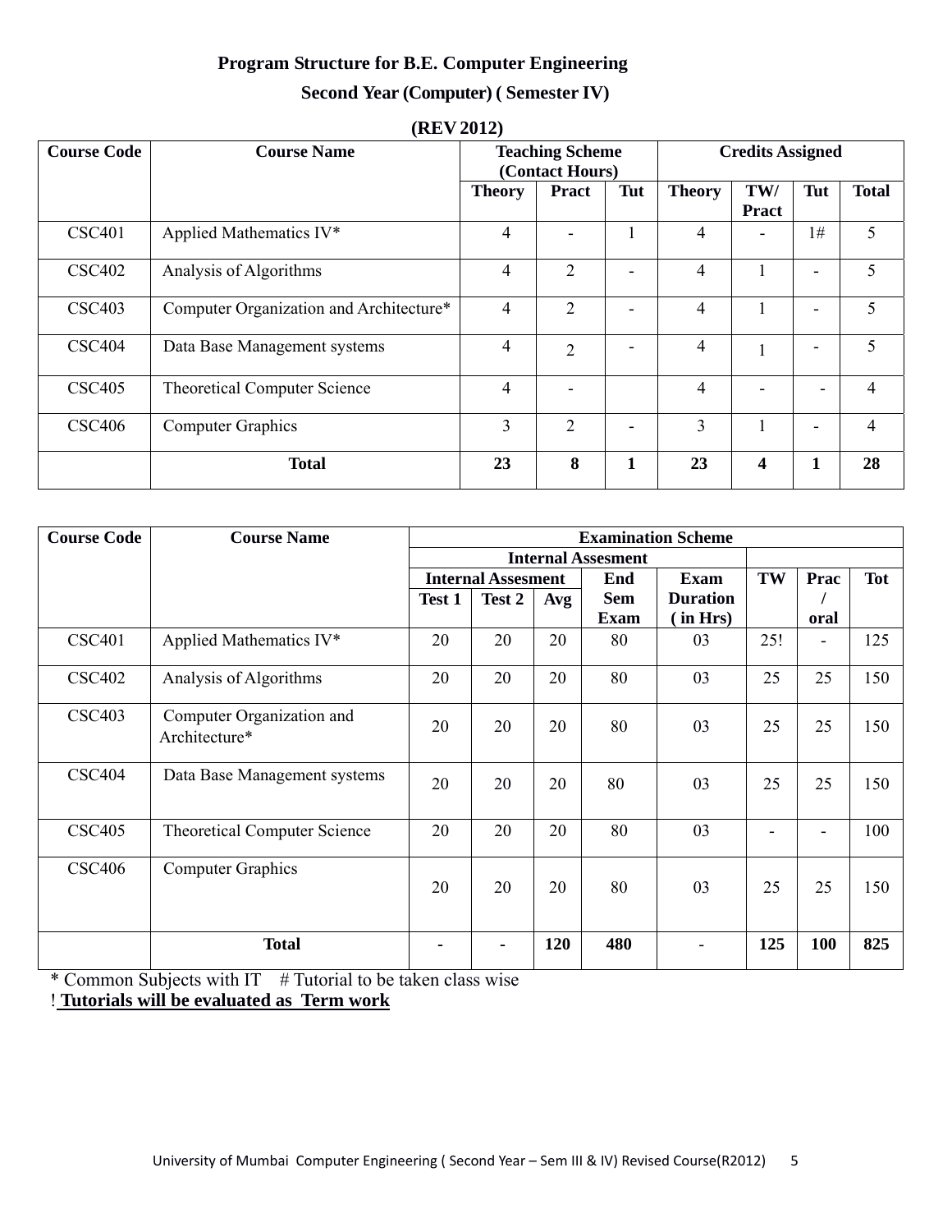## Program Structure for B.E. Computer Engineering

### Second Year (Computer) ( Semester IV)

### (REV 2012)

| Course Code | Course Name | Teaching Scheme (Contact Hours) | | | Credits Assigned | | | |
|---|---|---|---|---|---|---|---|---|
| | | Theory | Pract | Tut | Theory | TW/ Pract | Tut | Total |
| CSC401 | Applied Mathematics IV* | 4 | - | 1 | 4 | - | 1# | 5 |
| CSC402 | Analysis of Algorithms | 4 | 2 | - | 4 | 1 | - | 5 |
| CSC403 | Computer Organization and Architecture* | 4 | 2 | - | 4 | 1 | - | 5 |
| CSC404 | Data Base Management systems | 4 | 2 | - | 4 | 1 | - | 5 |
| CSC405 | Theoretical Computer Science | 4 | - | | 4 | - | - | 4 |
| CSC406 | Computer Graphics | 3 | 2 | - | 3 | 1 | - | 4 |
| | **Total** | **23** | **8** | **1** | **23** | **4** | **1** | **28** |

| Course Code | Course Name | Examination Scheme | | | | | | | |
|---|---|---|---|---|---|---|---|---|---|
| | | Internal Assesment | | | | | | | |
| | | Internal Assesment | | | End Sem Exam | Exam Duration ( in Hrs) | TW | Prac / oral | Tot |
| | | Test 1 | Test 2 | Avg | | | | | |
| CSC401 | Applied Mathematics IV* | 20 | 20 | 20 | 80 | 03 | 25! | - | 125 |
| CSC402 | Analysis of Algorithms | 20 | 20 | 20 | 80 | 03 | 25 | 25 | 150 |
| CSC403 | Computer Organization and Architecture* | 20 | 20 | 20 | 80 | 03 | 25 | 25 | 150 |
| CSC404 | Data Base Management systems | 20 | 20 | 20 | 80 | 03 | 25 | 25 | 150 |
| CSC405 | Theoretical Computer Science | 20 | 20 | 20 | 80 | 03 | - | - | 100 |
| CSC406 | Computer Graphics | 20 | 20 | 20 | 80 | 03 | 25 | 25 | 150 |
| | **Total** | **-** | **-** | **120** | **480** | - | **125** | **100** | **825** |

\* Common Subjects with IT # Tutorial to be taken class wise

! **Tutorials will be evaluated as Term work**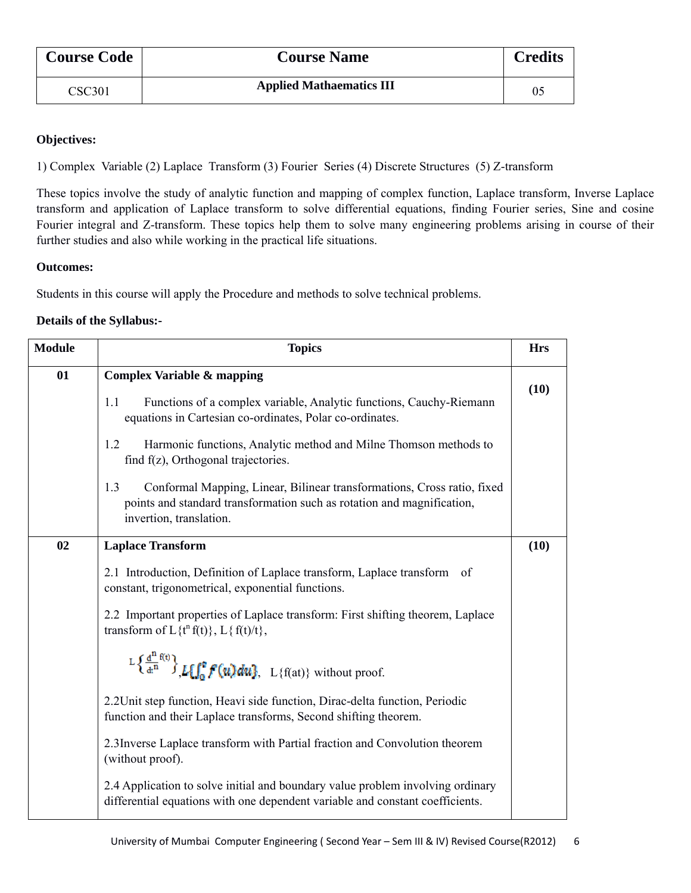| Course Code | Course Name | Credits |
|---|---|---|
| CSC301 | **Applied Mathaematics III** | 05 |

**Objectives:**

1) Complex Variable (2) Laplace Transform (3) Fourier Series (4) Discrete Structures (5) Z-transform

These topics involve the study of analytic function and mapping of complex function, Laplace transform, Inverse Laplace transform and application of Laplace transform to solve differential equations, finding Fourier series, Sine and cosine Fourier integral and Z-transform. These topics help them to solve many engineering problems arising in course of their further studies and also while working in the practical life situations.

**Outcomes:**

Students in this course will apply the Procedure and methods to solve technical problems.

**Details of the Syllabus:-**

| Module | Topics | Hrs |
|---|---|---|
| **01** | **Complex Variable & mapping**<br><br>1.1 Functions of a complex variable, Analytic functions, Cauchy-Riemann equations in Cartesian co-ordinates, Polar co-ordinates.<br><br>1.2 Harmonic functions, Analytic method and Milne Thomson methods to find f(z), Orthogonal trajectories.<br><br>1.3 Conformal Mapping, Linear, Bilinear transformations, Cross ratio, fixed points and standard transformation such as rotation and magnification, invertion, translation. | **(10)** |
| **02** | **Laplace Transform**<br><br>2.1 Introduction, Definition of Laplace transform, Laplace transform of constant, trigonometrical, exponential functions.<br><br>2.2 Important properties of Laplace transform: First shifting theorem, Laplace transform of $L\{t^n f(t)\}$, $L\{f(t)/t\}$,<br><br>$L\left\{\frac{d^n f(t)}{dt^n}\right\}$, $L\{\int_0^t f(u)du\}$, $L\{f(at)\}$ without proof.<br><br>2.2Unit step function, Heavi side function, Dirac-delta function, Periodic function and their Laplace transforms, Second shifting theorem.<br><br>2.3Inverse Laplace transform with Partial fraction and Convolution theorem (without proof).<br><br>2.4 Application to solve initial and boundary value problem involving ordinary differential equations with one dependent variable and constant coefficients. | **(10)** |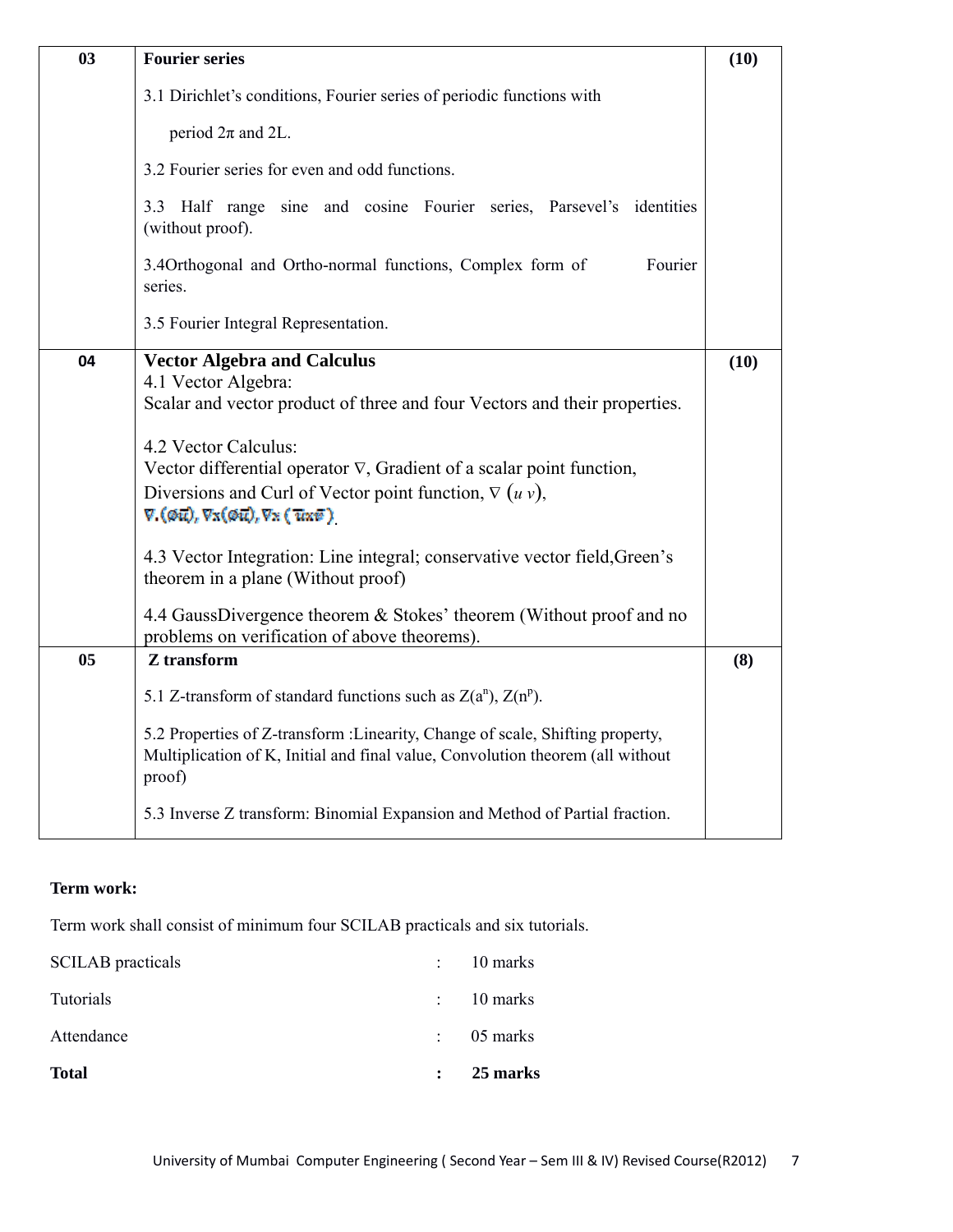| 03 | **Fourier series**<br><br>3.1 Dirichlet's conditions, Fourier series of periodic functions with period $2\pi$ and 2L.<br><br>3.2 Fourier series for even and odd functions.<br><br>3.3 Half range sine and cosine Fourier series, Parsevel's identities (without proof).<br><br>3.4Orthogonal and Ortho-normal functions, Complex form of Fourier series.<br><br>3.5 Fourier Integral Representation. | **(10)** |
|---|---|---|
| 04 | **Vector Algebra and Calculus**<br>4.1 Vector Algebra:<br>Scalar and vector product of three and four Vectors and their properties.<br><br>4.2 Vector Calculus:<br>Vector differential operator $\nabla$, Gradient of a scalar point function, Diversions and Curl of Vector point function, $\nabla\,(u\,v)$, $\nabla.(\phi\bar{u})$, $\nabla x(\phi\bar{u})$, $\nabla x\,(\bar{u}x\bar{v})$.<br><br>4.3 Vector Integration: Line integral; conservative vector field,Green's theorem in a plane (Without proof)<br><br>4.4 GaussDivergence theorem & Stokes' theorem (Without proof and no problems on verification of above theorems). | **(10)** |
| 05 | **Z transform**<br><br>5.1 Z-transform of standard functions such as $Z(a^n)$, $Z(n^p)$.<br><br>5.2 Properties of Z-transform :Linearity, Change of scale, Shifting property, Multiplication of K, Initial and final value, Convolution theorem (all without proof)<br><br>5.3 Inverse Z transform: Binomial Expansion and Method of Partial fraction. | **(8)** |

**Term work:**

Term work shall consist of minimum four SCILAB practicals and six tutorials.

| | | |
|---|---|---|
| SCILAB practicals | : | 10 marks |
| Tutorials | : | 10 marks |
| Attendance | : | 05 marks |
| **Total** | **:** | **25 marks** |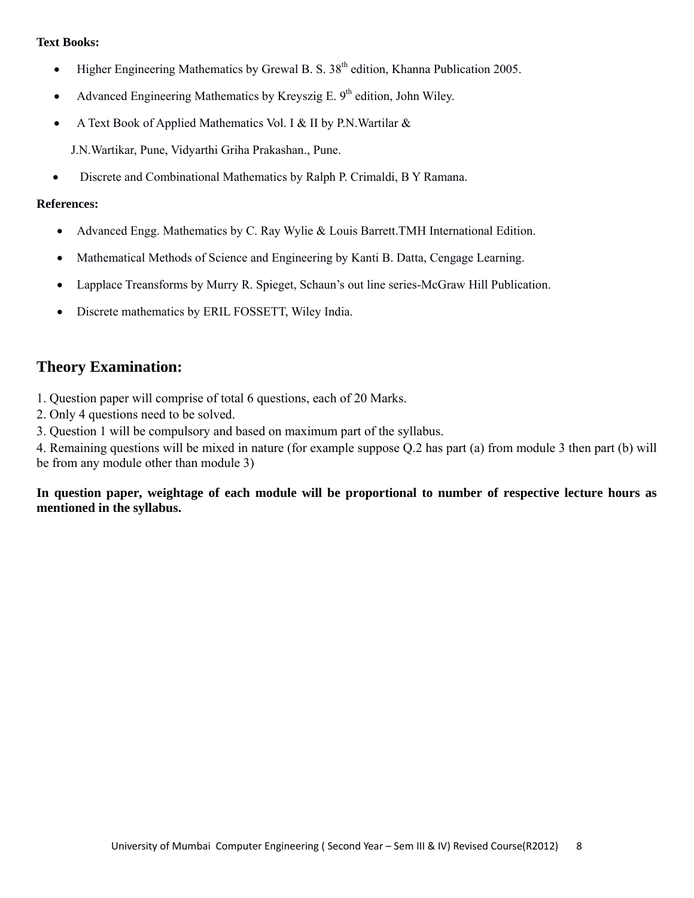**Text Books:**

- Higher Engineering Mathematics by Grewal B. S. $38^{th}$ edition, Khanna Publication 2005.
- Advanced Engineering Mathematics by Kreyszig E. $9^{th}$ edition, John Wiley.
- A Text Book of Applied Mathematics Vol. I & II by P.N.Wartilar &

  J.N.Wartikar, Pune, Vidyarthi Griha Prakashan., Pune.
- Discrete and Combinational Mathematics by Ralph P. Crimaldi, B Y Ramana.

**References:**

- Advanced Engg. Mathematics by C. Ray Wylie & Louis Barrett.TMH International Edition.
- Mathematical Methods of Science and Engineering by Kanti B. Datta, Cengage Learning.
- Lapplace Treansforms by Murry R. Spieget, Schaun's out line series-McGraw Hill Publication.
- Discrete mathematics by ERIL FOSSETT, Wiley India.

## Theory Examination:

1. Question paper will comprise of total 6 questions, each of 20 Marks.
2. Only 4 questions need to be solved.
3. Question 1 will be compulsory and based on maximum part of the syllabus.
4. Remaining questions will be mixed in nature (for example suppose Q.2 has part (a) from module 3 then part (b) will be from any module other than module 3)

**In question paper, weightage of each module will be proportional to number of respective lecture hours as mentioned in the syllabus.**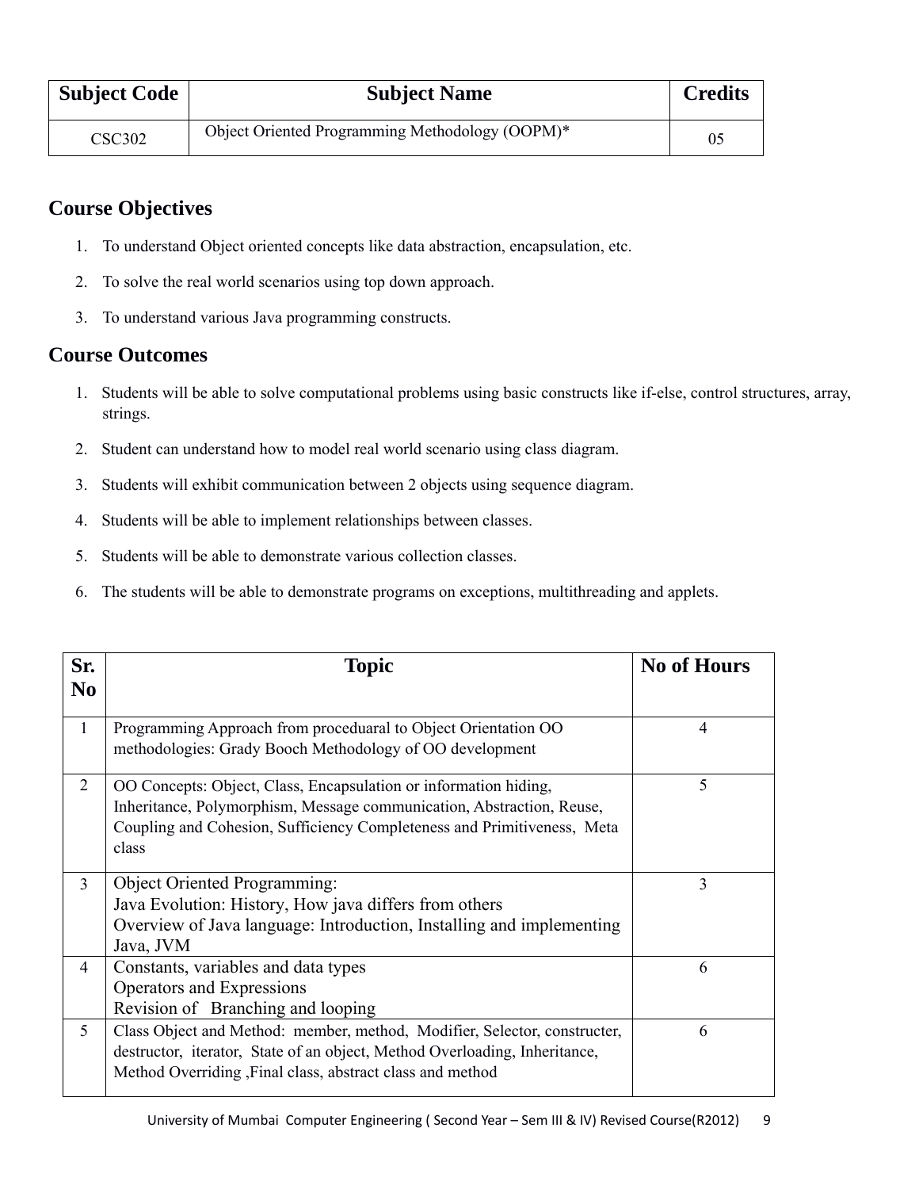| Subject Code | Subject Name | Credits |
|---|---|---|
| CSC302 | Object Oriented Programming Methodology (OOPM)* | 05 |

## Course Objectives

1. To understand Object oriented concepts like data abstraction, encapsulation, etc.
2. To solve the real world scenarios using top down approach.
3. To understand various Java programming constructs.

## Course Outcomes

1. Students will be able to solve computational problems using basic constructs like if-else, control structures, array, strings.
2. Student can understand how to model real world scenario using class diagram.
3. Students will exhibit communication between 2 objects using sequence diagram.
4. Students will be able to implement relationships between classes.
5. Students will be able to demonstrate various collection classes.
6. The students will be able to demonstrate programs on exceptions, multithreading and applets.

| Sr. No | Topic | No of Hours |
|---|---|---|
| 1 | Programming Approach from proceduaral to Object Orientation OO methodologies: Grady Booch Methodology of OO development | 4 |
| 2 | OO Concepts: Object, Class, Encapsulation or information hiding, Inheritance, Polymorphism, Message communication, Abstraction, Reuse, Coupling and Cohesion, Sufficiency Completeness and Primitiveness, Meta class | 5 |
| 3 | Object Oriented Programming:<br>Java Evolution: History, How java differs from others<br>Overview of Java language: Introduction, Installing and implementing Java, JVM | 3 |
| 4 | Constants, variables and data types<br>Operators and Expressions<br>Revision of Branching and looping | 6 |
| 5 | Class Object and Method: member, method, Modifier, Selector, constructer, destructor, iterator, State of an object, Method Overloading, Inheritance, Method Overriding ,Final class, abstract class and method | 6 |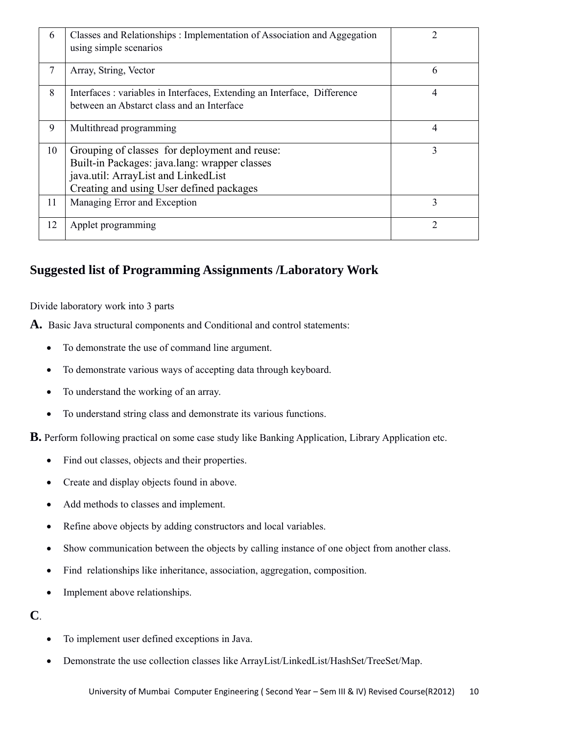| 6 | Classes and Relationships : Implementation of Association and Aggegation using simple scenarios | 2 |
|---|---|---|
| 7 | Array, String, Vector | 6 |
| 8 | Interfaces : variables in Interfaces, Extending an Interface, Difference between an Abstarct class and an Interface | 4 |
| 9 | Multithread programming | 4 |
| 10 | Grouping of classes for deployment and reuse:<br>Built-in Packages: java.lang: wrapper classes<br>java.util: ArrayList and LinkedList<br>Creating and using User defined packages | 3 |
| 11 | Managing Error and Exception | 3 |
| 12 | Applet programming | 2 |

## Suggested list of Programming Assignments /Laboratory Work

Divide laboratory work into 3 parts

**A.** Basic Java structural components and Conditional and control statements:

- To demonstrate the use of command line argument.
- To demonstrate various ways of accepting data through keyboard.
- To understand the working of an array.
- To understand string class and demonstrate its various functions.

**B.** Perform following practical on some case study like Banking Application, Library Application etc.

- Find out classes, objects and their properties.
- Create and display objects found in above.
- Add methods to classes and implement.
- Refine above objects by adding constructors and local variables.
- Show communication between the objects by calling instance of one object from another class.
- Find relationships like inheritance, association, aggregation, composition.
- Implement above relationships.

**C**.

- To implement user defined exceptions in Java.
- Demonstrate the use collection classes like ArrayList/LinkedList/HashSet/TreeSet/Map.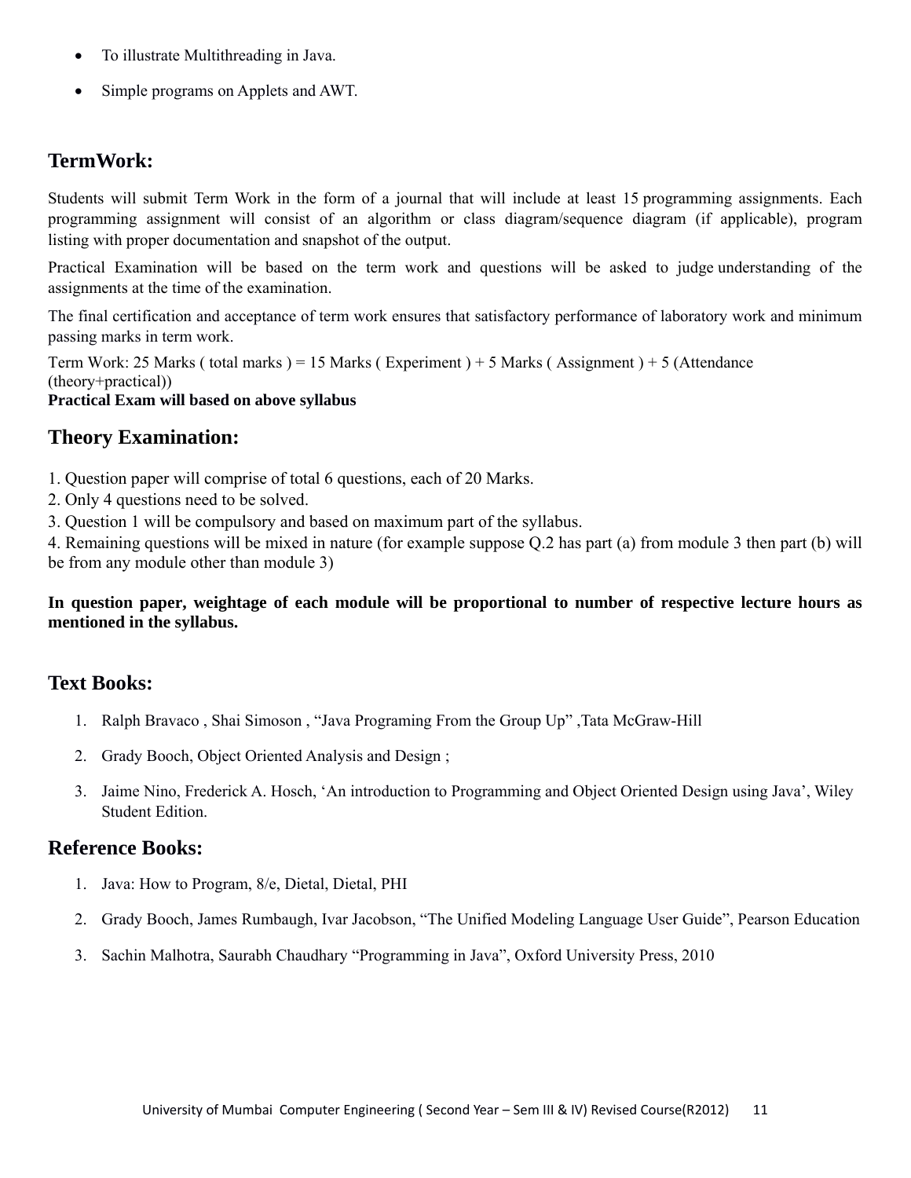- To illustrate Multithreading in Java.
- Simple programs on Applets and AWT.

## TermWork:

Students will submit Term Work in the form of a journal that will include at least 15 programming assignments. Each programming assignment will consist of an algorithm or class diagram/sequence diagram (if applicable), program listing with proper documentation and snapshot of the output.

Practical Examination will be based on the term work and questions will be asked to judge understanding of the assignments at the time of the examination.

The final certification and acceptance of term work ensures that satisfactory performance of laboratory work and minimum passing marks in term work.

Term Work: 25 Marks ( total marks ) = 15 Marks ( Experiment ) + 5 Marks ( Assignment ) + 5 (Attendance (theory+practical))

**Practical Exam will based on above syllabus**

## Theory Examination:

1. Question paper will comprise of total 6 questions, each of 20 Marks.
2. Only 4 questions need to be solved.
3. Question 1 will be compulsory and based on maximum part of the syllabus.
4. Remaining questions will be mixed in nature (for example suppose Q.2 has part (a) from module 3 then part (b) will be from any module other than module 3)

**In question paper, weightage of each module will be proportional to number of respective lecture hours as mentioned in the syllabus.**

## Text Books:

1. Ralph Bravaco , Shai Simoson , "Java Programing From the Group Up" ,Tata McGraw-Hill
2. Grady Booch, Object Oriented Analysis and Design ;
3. Jaime Nino, Frederick A. Hosch, 'An introduction to Programming and Object Oriented Design using Java', Wiley Student Edition.

## Reference Books:

1. Java: How to Program, 8/e, Dietal, Dietal, PHI
2. Grady Booch, James Rumbaugh, Ivar Jacobson, "The Unified Modeling Language User Guide", Pearson Education
3. Sachin Malhotra, Saurabh Chaudhary "Programming in Java", Oxford University Press, 2010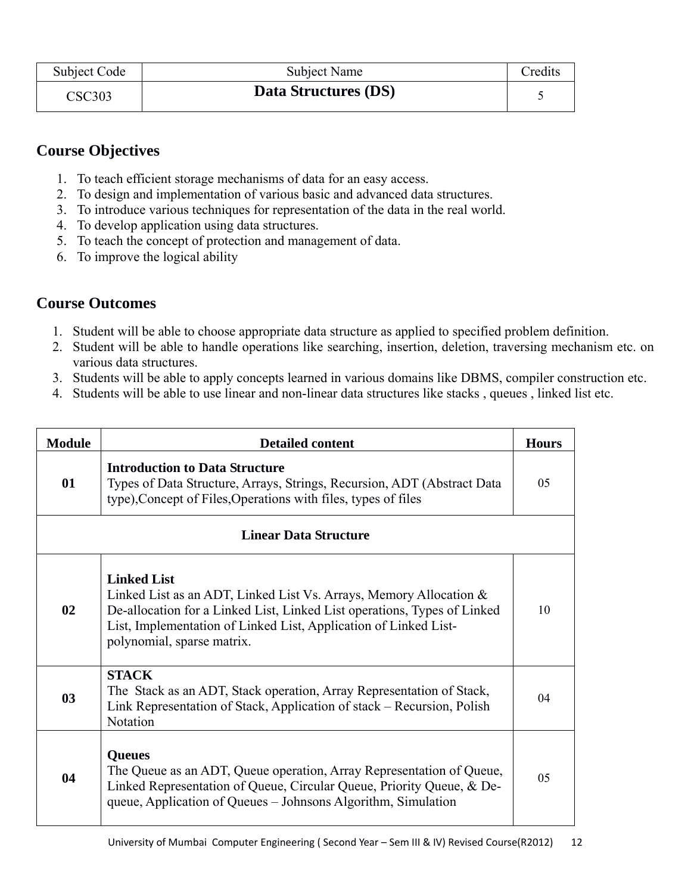| Subject Code | Subject Name | Credits |
| --- | --- | --- |
| CSC303 | **Data Structures (DS)** | 5 |

## Course Objectives

1. To teach efficient storage mechanisms of data for an easy access.
2. To design and implementation of various basic and advanced data structures.
3. To introduce various techniques for representation of the data in the real world.
4. To develop application using data structures.
5. To teach the concept of protection and management of data.
6. To improve the logical ability

## Course Outcomes

1. Student will be able to choose appropriate data structure as applied to specified problem definition.
2. Student will be able to handle operations like searching, insertion, deletion, traversing mechanism etc. on various data structures.
3. Students will be able to apply concepts learned in various domains like DBMS, compiler construction etc.
4. Students will be able to use linear and non-linear data structures like stacks , queues , linked list etc.

| Module | Detailed content | Hours |
| --- | --- | --- |
| **01** | **Introduction to Data Structure**<br>Types of Data Structure, Arrays, Strings, Recursion, ADT (Abstract Data type),Concept of Files,Operations with files, types of files | 05 |
| | **Linear Data Structure** | |
| **02** | **Linked List**<br>Linked List as an ADT, Linked List Vs. Arrays, Memory Allocation & De-allocation for a Linked List, Linked List operations, Types of Linked List, Implementation of Linked List, Application of Linked List-polynomial, sparse matrix. | 10 |
| **03** | **STACK**<br>The Stack as an ADT, Stack operation, Array Representation of Stack, Link Representation of Stack, Application of stack – Recursion, Polish Notation | 04 |
| **04** | **Queues**<br>The Queue as an ADT, Queue operation, Array Representation of Queue, Linked Representation of Queue, Circular Queue, Priority Queue, & De-queue, Application of Queues – Johnsons Algorithm, Simulation | 05 |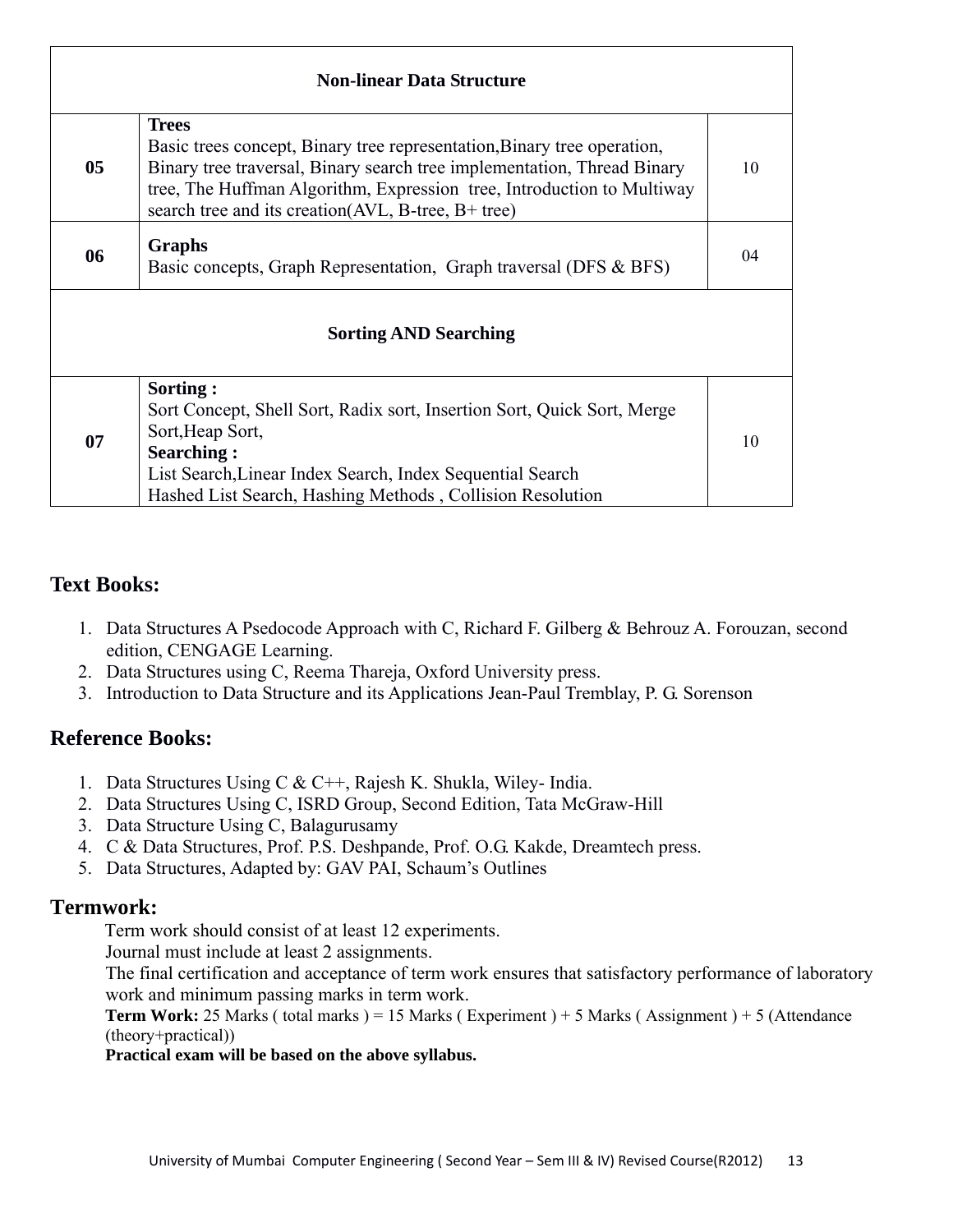| | Non-linear Data Structure | |
|---|---|---|
| **05** | **Trees**<br>Basic trees concept, Binary tree representation,Binary tree operation, Binary tree traversal, Binary search tree implementation, Thread Binary tree, The Huffman Algorithm, Expression tree, Introduction to Multiway search tree and its creation(AVL, B-tree, B+ tree) | 10 |
| **06** | **Graphs**<br>Basic concepts, Graph Representation, Graph traversal (DFS & BFS) | 04 |
| | **Sorting AND Searching** | |
| **07** | **Sorting :**<br>Sort Concept, Shell Sort, Radix sort, Insertion Sort, Quick Sort, Merge Sort,Heap Sort,<br>**Searching :**<br>List Search,Linear Index Search, Index Sequential Search<br>Hashed List Search, Hashing Methods , Collision Resolution | 10 |

## Text Books:

1. Data Structures A Psedocode Approach with C, Richard F. Gilberg & Behrouz A. Forouzan, second edition, CENGAGE Learning.
2. Data Structures using C, Reema Thareja, Oxford University press.
3. Introduction to Data Structure and its Applications Jean-Paul Tremblay, P. G. Sorenson

## Reference Books:

1. Data Structures Using C & C++, Rajesh K. Shukla, Wiley- India.
2. Data Structures Using C, ISRD Group, Second Edition, Tata McGraw-Hill
3. Data Structure Using C, Balagurusamy
4. C & Data Structures, Prof. P.S. Deshpande, Prof. O.G. Kakde, Dreamtech press.
5. Data Structures, Adapted by: GAV PAI, Schaum's Outlines

## Termwork:

Term work should consist of at least 12 experiments.

Journal must include at least 2 assignments.

The final certification and acceptance of term work ensures that satisfactory performance of laboratory work and minimum passing marks in term work.

**Term Work:** 25 Marks ( total marks ) = 15 Marks ( Experiment ) + 5 Marks ( Assignment ) + 5 (Attendance (theory+practical))

**Practical exam will be based on the above syllabus.**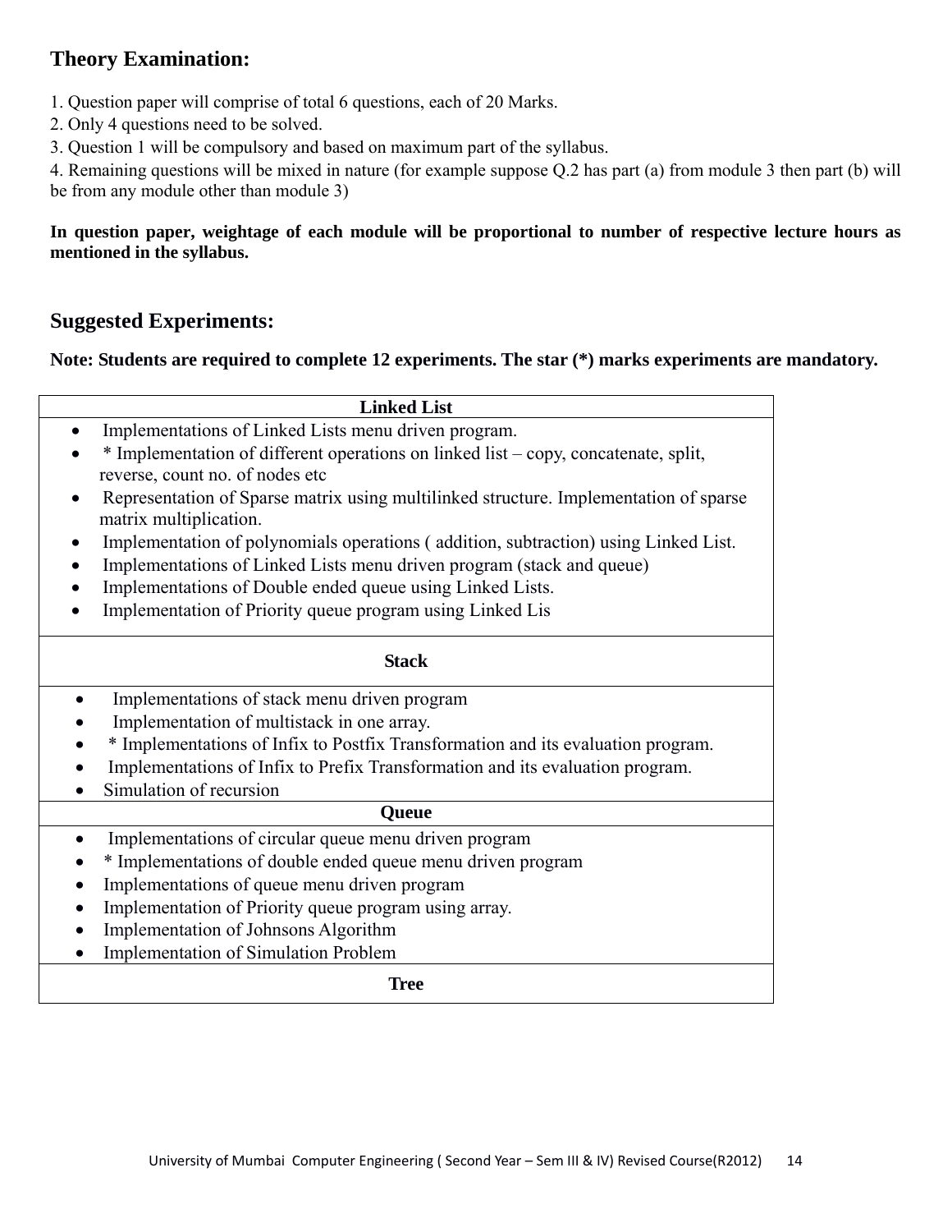## Theory Examination:

1. Question paper will comprise of total 6 questions, each of 20 Marks.
2. Only 4 questions need to be solved.
3. Question 1 will be compulsory and based on maximum part of the syllabus.
4. Remaining questions will be mixed in nature (for example suppose Q.2 has part (a) from module 3 then part (b) will be from any module other than module 3)

**In question paper, weightage of each module will be proportional to number of respective lecture hours as mentioned in the syllabus.**

## Suggested Experiments:

**Note: Students are required to complete 12 experiments. The star (*) marks experiments are mandatory.**

| **Linked List** |
|---|
| • Implementations of Linked Lists menu driven program.<br>• * Implementation of different operations on linked list – copy, concatenate, split, reverse, count no. of nodes etc<br>• Representation of Sparse matrix using multilinked structure. Implementation of sparse matrix multiplication.<br>• Implementation of polynomials operations ( addition, subtraction) using Linked List.<br>• Implementations of Linked Lists menu driven program (stack and queue)<br>• Implementations of Double ended queue using Linked Lists.<br>• Implementation of Priority queue program using Linked Lis |
| **Stack** |
| • Implementations of stack menu driven program<br>• Implementation of multistack in one array.<br>• * Implementations of Infix to Postfix Transformation and its evaluation program.<br>• Implementations of Infix to Prefix Transformation and its evaluation program.<br>• Simulation of recursion |
| **Queue** |
| • Implementations of circular queue menu driven program<br>• * Implementations of double ended queue menu driven program<br>• Implementations of queue menu driven program<br>• Implementation of Priority queue program using array.<br>• Implementation of Johnsons Algorithm<br>• Implementation of Simulation Problem |
| **Tree** |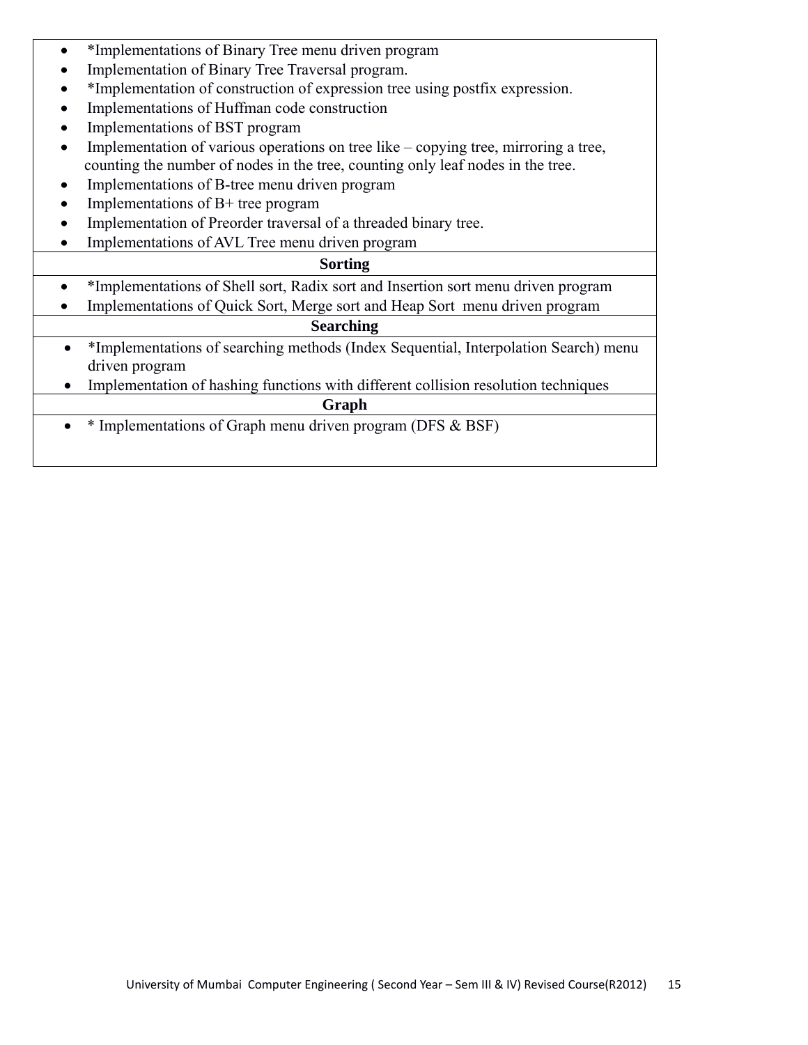- *Implementations of Binary Tree menu driven program
- Implementation of Binary Tree Traversal program.
- *Implementation of construction of expression tree using postfix expression.
- Implementations of Huffman code construction
- Implementations of BST program
- Implementation of various operations on tree like – copying tree, mirroring a tree, counting the number of nodes in the tree, counting only leaf nodes in the tree.
- Implementations of B-tree menu driven program
- Implementations of B+ tree program
- Implementation of Preorder traversal of a threaded binary tree.
- Implementations of AVL Tree menu driven program

**Sorting**

- *Implementations of Shell sort, Radix sort and Insertion sort menu driven program
- Implementations of Quick Sort, Merge sort and Heap Sort menu driven program

**Searching**

- *Implementations of searching methods (Index Sequential, Interpolation Search) menu driven program
- Implementation of hashing functions with different collision resolution techniques

**Graph**

- * Implementations of Graph menu driven program (DFS & BSF)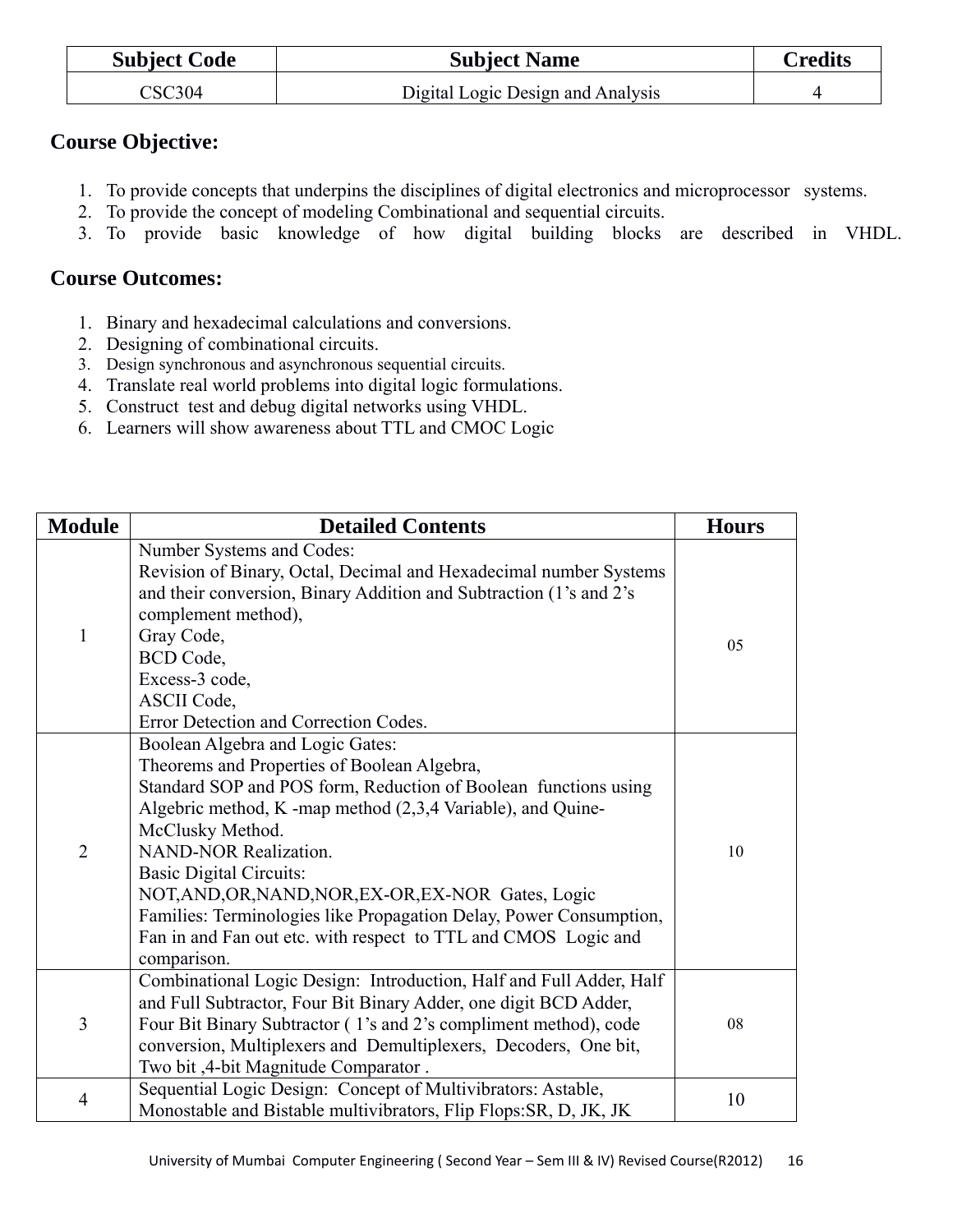| Subject Code | Subject Name | Credits |
| --- | --- | --- |
| CSC304 | Digital Logic Design and Analysis | 4 |

## Course Objective:

1. To provide concepts that underpins the disciplines of digital electronics and microprocessor systems.
2. To provide the concept of modeling Combinational and sequential circuits.
3. To provide basic knowledge of how digital building blocks are described in VHDL.

## Course Outcomes:

1. Binary and hexadecimal calculations and conversions.
2. Designing of combinational circuits.
3. Design synchronous and asynchronous sequential circuits.
4. Translate real world problems into digital logic formulations.
5. Construct test and debug digital networks using VHDL.
6. Learners will show awareness about TTL and CMOC Logic

| Module | Detailed Contents | Hours |
| --- | --- | --- |
| 1 | Number Systems and Codes:<br>Revision of Binary, Octal, Decimal and Hexadecimal number Systems and their conversion, Binary Addition and Subtraction (1's and 2's complement method),<br>Gray Code,<br>BCD Code,<br>Excess-3 code,<br>ASCII Code,<br>Error Detection and Correction Codes. | 05 |
| 2 | Boolean Algebra and Logic Gates:<br>Theorems and Properties of Boolean Algebra,<br>Standard SOP and POS form, Reduction of Boolean functions using Algebric method, K -map method (2,3,4 Variable), and Quine-McClusky Method.<br>NAND-NOR Realization.<br>Basic Digital Circuits:<br>NOT,AND,OR,NAND,NOR,EX-OR,EX-NOR Gates, Logic Families: Terminologies like Propagation Delay, Power Consumption, Fan in and Fan out etc. with respect to TTL and CMOS Logic and comparison. | 10 |
| 3 | Combinational Logic Design: Introduction, Half and Full Adder, Half and Full Subtractor, Four Bit Binary Adder, one digit BCD Adder, Four Bit Binary Subtractor ( 1's and 2's compliment method), code conversion, Multiplexers and Demultiplexers, Decoders, One bit, Two bit ,4-bit Magnitude Comparator . | 08 |
| 4 | Sequential Logic Design: Concept of Multivibrators: Astable, Monostable and Bistable multivibrators, Flip Flops:SR, D, JK, JK | 10 |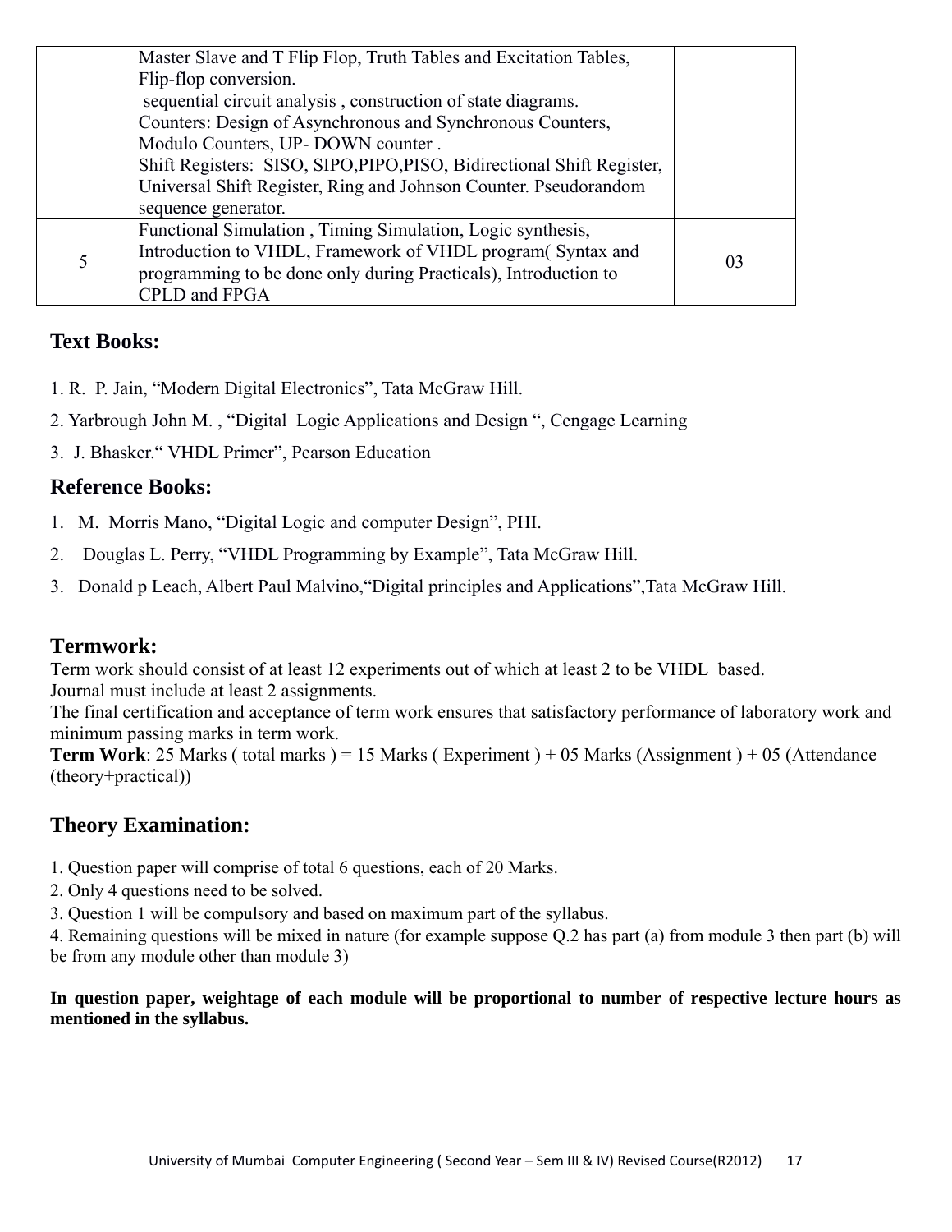| | | |
|---|---|---|
| | Master Slave and T Flip Flop, Truth Tables and Excitation Tables, Flip-flop conversion.<br>sequential circuit analysis , construction of state diagrams.<br>Counters: Design of Asynchronous and Synchronous Counters, Modulo Counters, UP- DOWN counter .<br>Shift Registers: SISO, SIPO,PIPO,PISO, Bidirectional Shift Register, Universal Shift Register, Ring and Johnson Counter. Pseudorandom sequence generator. | |
| 5 | Functional Simulation , Timing Simulation, Logic synthesis, Introduction to VHDL, Framework of VHDL program( Syntax and programming to be done only during Practicals), Introduction to CPLD and FPGA | 03 |

## Text Books:

1. R. P. Jain, "Modern Digital Electronics", Tata McGraw Hill.
2. Yarbrough John M. , "Digital Logic Applications and Design ", Cengage Learning
3. J. Bhasker." VHDL Primer", Pearson Education

## Reference Books:

1. M. Morris Mano, "Digital Logic and computer Design", PHI.
2. Douglas L. Perry, "VHDL Programming by Example", Tata McGraw Hill.
3. Donald p Leach, Albert Paul Malvino,"Digital principles and Applications",Tata McGraw Hill.

## Termwork:

Term work should consist of at least 12 experiments out of which at least 2 to be VHDL based.
Journal must include at least 2 assignments.
The final certification and acceptance of term work ensures that satisfactory performance of laboratory work and minimum passing marks in term work.
**Term Work**: 25 Marks ( total marks ) = 15 Marks ( Experiment ) + 05 Marks (Assignment ) + 05 (Attendance (theory+practical))

## Theory Examination:

1. Question paper will comprise of total 6 questions, each of 20 Marks.
2. Only 4 questions need to be solved.
3. Question 1 will be compulsory and based on maximum part of the syllabus.
4. Remaining questions will be mixed in nature (for example suppose Q.2 has part (a) from module 3 then part (b) will be from any module other than module 3)

**In question paper, weightage of each module will be proportional to number of respective lecture hours as mentioned in the syllabus.**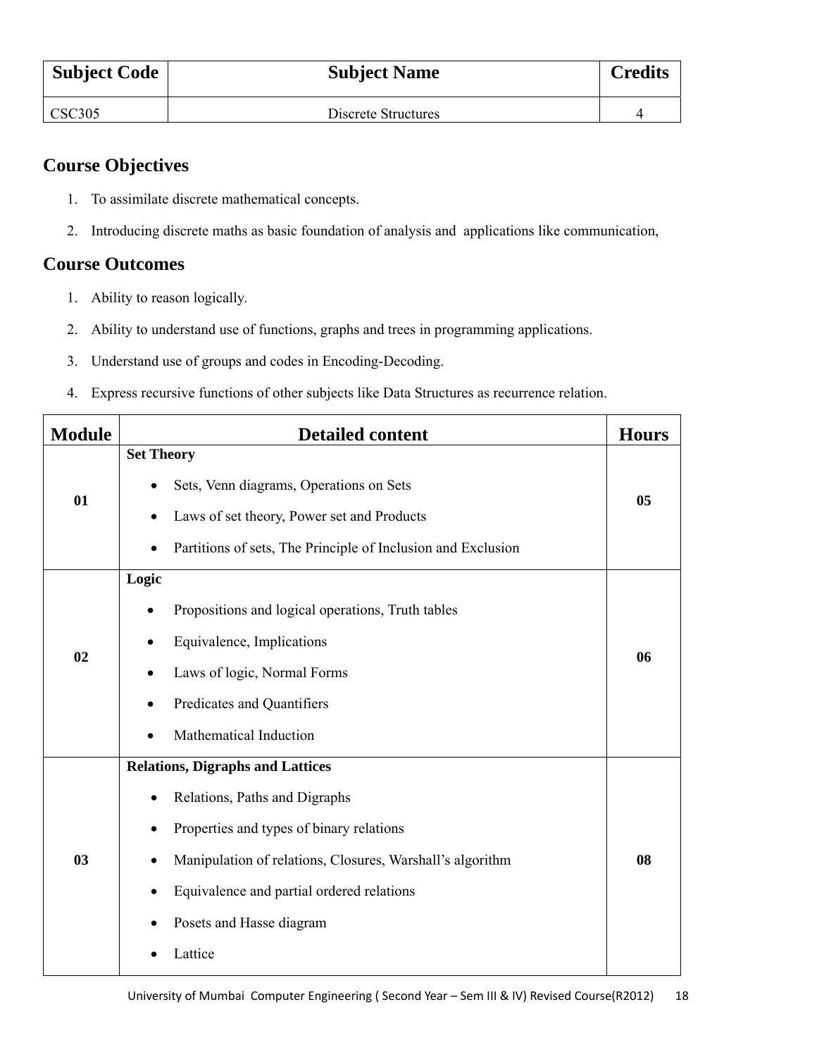| Subject Code | Subject Name | Credits |
|---|---|---|
| CSC305 | Discrete Structures | 4 |

## Course Objectives

1. To assimilate discrete mathematical concepts.
2. Introducing discrete maths as basic foundation of analysis and applications like communication,

## Course Outcomes

1. Ability to reason logically.
2. Ability to understand use of functions, graphs and trees in programming applications.
3. Understand use of groups and codes in Encoding-Decoding.
4. Express recursive functions of other subjects like Data Structures as recurrence relation.

| Module | Detailed content | Hours |
|---|---|---|
| 01 | **Set Theory**<br>• Sets, Venn diagrams, Operations on Sets<br>• Laws of set theory, Power set and Products<br>• Partitions of sets, The Principle of Inclusion and Exclusion | 05 |
| 02 | **Logic**<br>• Propositions and logical operations, Truth tables<br>• Equivalence, Implications<br>• Laws of logic, Normal Forms<br>• Predicates and Quantifiers<br>• Mathematical Induction | 06 |
| 03 | **Relations, Digraphs and Lattices**<br>• Relations, Paths and Digraphs<br>• Properties and types of binary relations<br>• Manipulation of relations, Closures, Warshall's algorithm<br>• Equivalence and partial ordered relations<br>• Posets and Hasse diagram<br>• Lattice | 08 |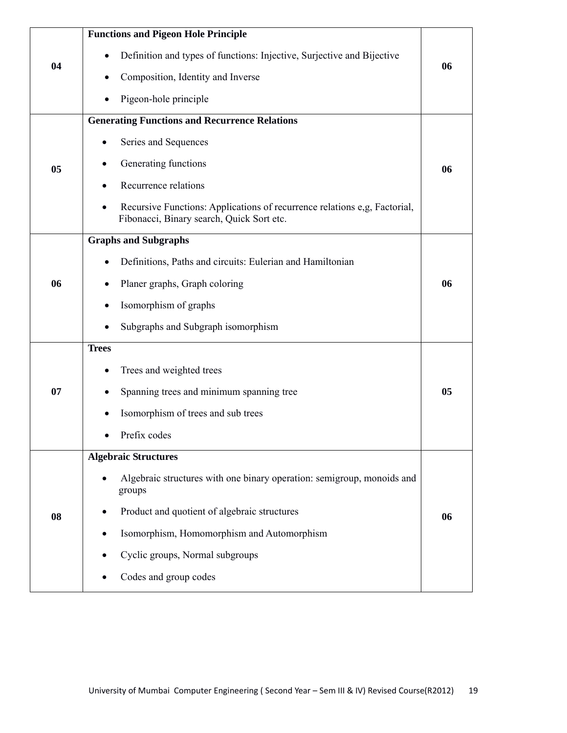| | | |
|---|---|---|
| 04 | **Functions and Pigeon Hole Principle**<br>• Definition and types of functions: Injective, Surjective and Bijective<br>• Composition, Identity and Inverse<br>• Pigeon-hole principle | 06 |
| 05 | **Generating Functions and Recurrence Relations**<br>• Series and Sequences<br>• Generating functions<br>• Recurrence relations<br>• Recursive Functions: Applications of recurrence relations e,g, Factorial, Fibonacci, Binary search, Quick Sort etc. | 06 |
| 06 | **Graphs and Subgraphs**<br>• Definitions, Paths and circuits: Eulerian and Hamiltonian<br>• Planer graphs, Graph coloring<br>• Isomorphism of graphs<br>• Subgraphs and Subgraph isomorphism | 06 |
| 07 | **Trees**<br>• Trees and weighted trees<br>• Spanning trees and minimum spanning tree<br>• Isomorphism of trees and sub trees<br>• Prefix codes | 05 |
| 08 | **Algebraic Structures**<br>• Algebraic structures with one binary operation: semigroup, monoids and groups<br>• Product and quotient of algebraic structures<br>• Isomorphism, Homomorphism and Automorphism<br>• Cyclic groups, Normal subgroups<br>• Codes and group codes | 06 |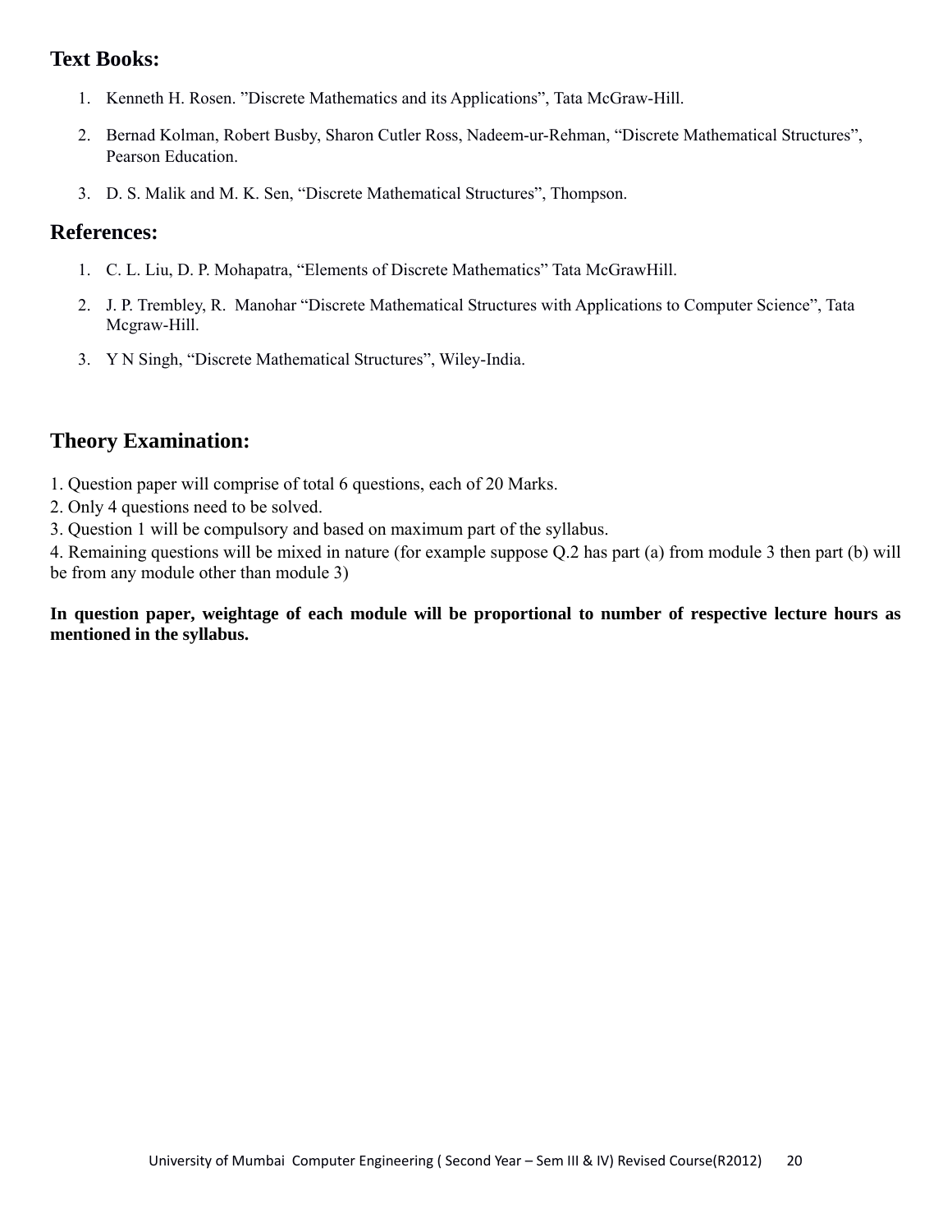## Text Books:

1. Kenneth H. Rosen. "Discrete Mathematics and its Applications", Tata McGraw-Hill.
2. Bernad Kolman, Robert Busby, Sharon Cutler Ross, Nadeem-ur-Rehman, "Discrete Mathematical Structures", Pearson Education.
3. D. S. Malik and M. K. Sen, "Discrete Mathematical Structures", Thompson.

## References:

1. C. L. Liu, D. P. Mohapatra, "Elements of Discrete Mathematics" Tata McGrawHill.
2. J. P. Trembley, R. Manohar "Discrete Mathematical Structures with Applications to Computer Science", Tata Mcgraw-Hill.
3. Y N Singh, "Discrete Mathematical Structures", Wiley-India.

## Theory Examination:

1. Question paper will comprise of total 6 questions, each of 20 Marks.
2. Only 4 questions need to be solved.
3. Question 1 will be compulsory and based on maximum part of the syllabus.
4. Remaining questions will be mixed in nature (for example suppose Q.2 has part (a) from module 3 then part (b) will be from any module other than module 3)

**In question paper, weightage of each module will be proportional to number of respective lecture hours as mentioned in the syllabus.**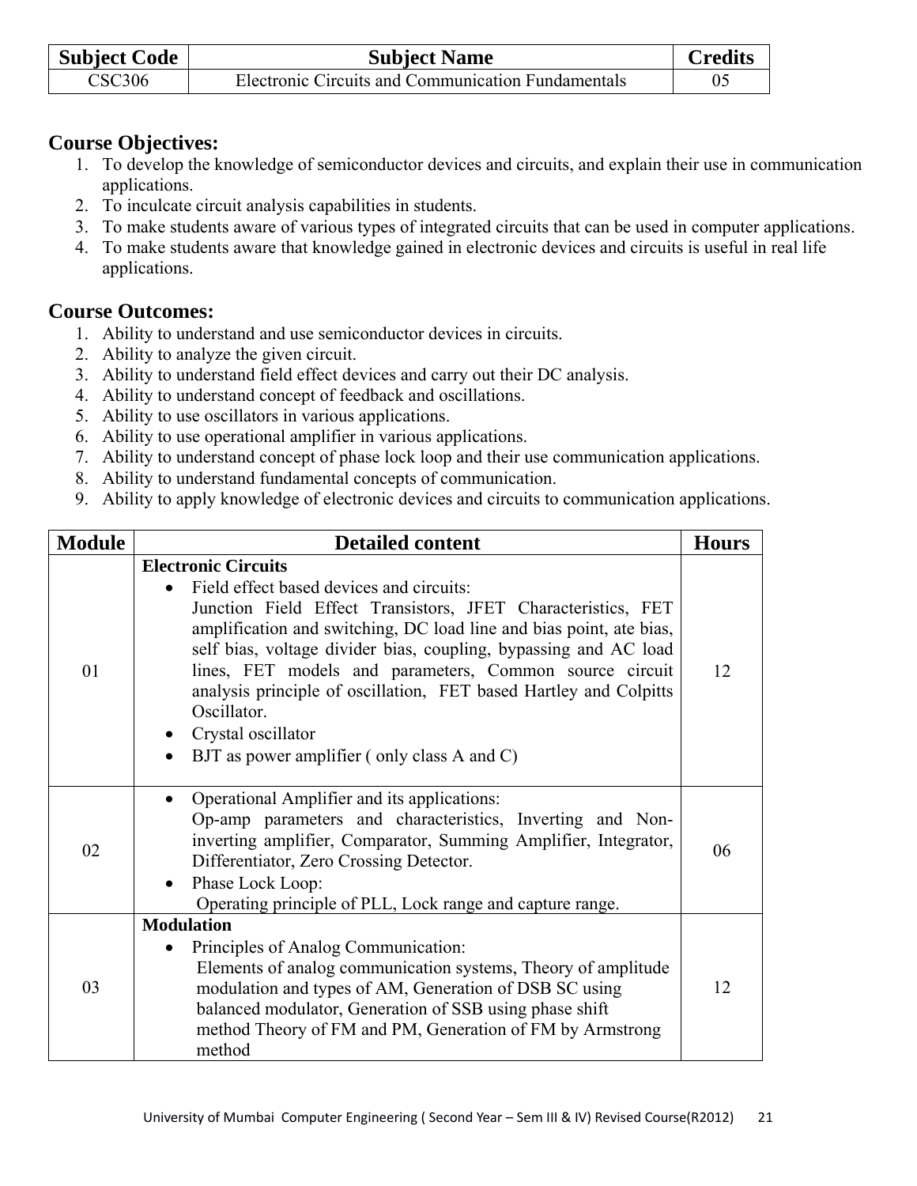| Subject Code | Subject Name | Credits |
|---|---|---|
| CSC306 | Electronic Circuits and Communication Fundamentals | 05 |

## Course Objectives:

1. To develop the knowledge of semiconductor devices and circuits, and explain their use in communication applications.
2. To inculcate circuit analysis capabilities in students.
3. To make students aware of various types of integrated circuits that can be used in computer applications.
4. To make students aware that knowledge gained in electronic devices and circuits is useful in real life applications.

## Course Outcomes:

1. Ability to understand and use semiconductor devices in circuits.
2. Ability to analyze the given circuit.
3. Ability to understand field effect devices and carry out their DC analysis.
4. Ability to understand concept of feedback and oscillations.
5. Ability to use oscillators in various applications.
6. Ability to use operational amplifier in various applications.
7. Ability to understand concept of phase lock loop and their use communication applications.
8. Ability to understand fundamental concepts of communication.
9. Ability to apply knowledge of electronic devices and circuits to communication applications.

| Module | Detailed content | Hours |
|---|---|---|
| 01 | **Electronic Circuits**<br>• Field effect based devices and circuits:<br>Junction Field Effect Transistors, JFET Characteristics, FET amplification and switching, DC load line and bias point, ate bias, self bias, voltage divider bias, coupling, bypassing and AC load lines, FET models and parameters, Common source circuit analysis principle of oscillation, FET based Hartley and Colpitts Oscillator.<br>• Crystal oscillator<br>• BJT as power amplifier ( only class A and C) | 12 |
| 02 | • Operational Amplifier and its applications:<br>Op-amp parameters and characteristics, Inverting and Non-inverting amplifier, Comparator, Summing Amplifier, Integrator, Differentiator, Zero Crossing Detector.<br>• Phase Lock Loop:<br>Operating principle of PLL, Lock range and capture range. | 06 |
| 03 | **Modulation**<br>• Principles of Analog Communication:<br>Elements of analog communication systems, Theory of amplitude modulation and types of AM, Generation of DSB SC using balanced modulator, Generation of SSB using phase shift method Theory of FM and PM, Generation of FM by Armstrong method | 12 |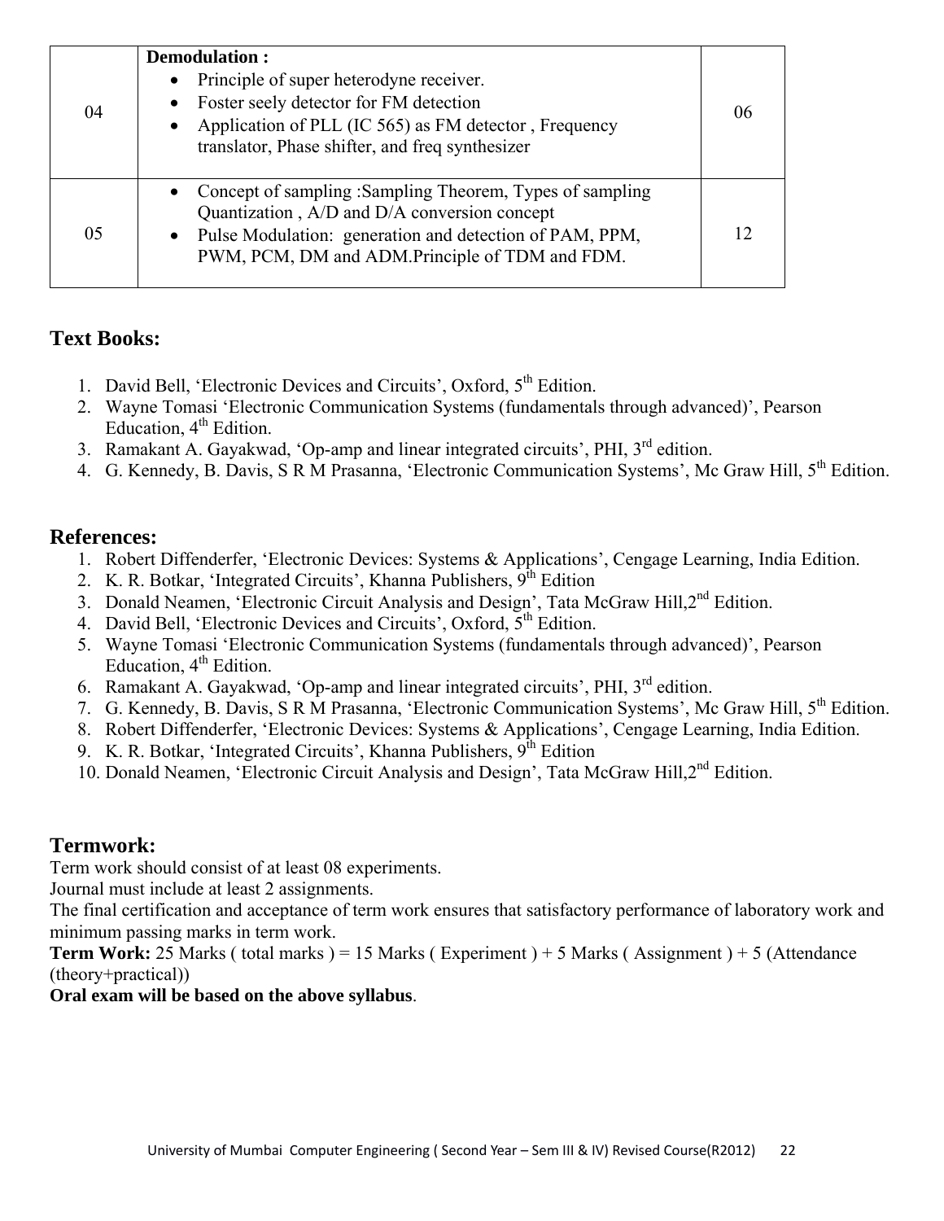| 04 | **Demodulation :**<br>• Principle of super heterodyne receiver.<br>• Foster seely detector for FM detection<br>• Application of PLL (IC 565) as FM detector , Frequency translator, Phase shifter, and freq synthesizer | 06 |
|---|---|---|
| 05 | • Concept of sampling :Sampling Theorem, Types of sampling Quantization , A/D and D/A conversion concept<br>• Pulse Modulation: generation and detection of PAM, PPM, PWM, PCM, DM and ADM.Principle of TDM and FDM. | 12 |

## Text Books:

1. David Bell, 'Electronic Devices and Circuits', Oxford, 5th Edition.
2. Wayne Tomasi 'Electronic Communication Systems (fundamentals through advanced)', Pearson Education, 4th Edition.
3. Ramakant A. Gayakwad, 'Op-amp and linear integrated circuits', PHI, 3rd edition.
4. G. Kennedy, B. Davis, S R M Prasanna, 'Electronic Communication Systems', Mc Graw Hill, 5th Edition.

## References:

1. Robert Diffenderfer, 'Electronic Devices: Systems & Applications', Cengage Learning, India Edition.
2. K. R. Botkar, 'Integrated Circuits', Khanna Publishers, 9th Edition
3. Donald Neamen, 'Electronic Circuit Analysis and Design', Tata McGraw Hill,2nd Edition.
4. David Bell, 'Electronic Devices and Circuits', Oxford, 5th Edition.
5. Wayne Tomasi 'Electronic Communication Systems (fundamentals through advanced)', Pearson Education, 4th Edition.
6. Ramakant A. Gayakwad, 'Op-amp and linear integrated circuits', PHI, 3rd edition.
7. G. Kennedy, B. Davis, S R M Prasanna, 'Electronic Communication Systems', Mc Graw Hill, 5th Edition.
8. Robert Diffenderfer, 'Electronic Devices: Systems & Applications', Cengage Learning, India Edition.
9. K. R. Botkar, 'Integrated Circuits', Khanna Publishers, 9th Edition
10. Donald Neamen, 'Electronic Circuit Analysis and Design', Tata McGraw Hill,2nd Edition.

## Termwork:

Term work should consist of at least 08 experiments.
Journal must include at least 2 assignments.
The final certification and acceptance of term work ensures that satisfactory performance of laboratory work and minimum passing marks in term work.
**Term Work:** 25 Marks ( total marks ) = 15 Marks ( Experiment ) + 5 Marks ( Assignment ) + 5 (Attendance (theory+practical))
**Oral exam will be based on the above syllabus**.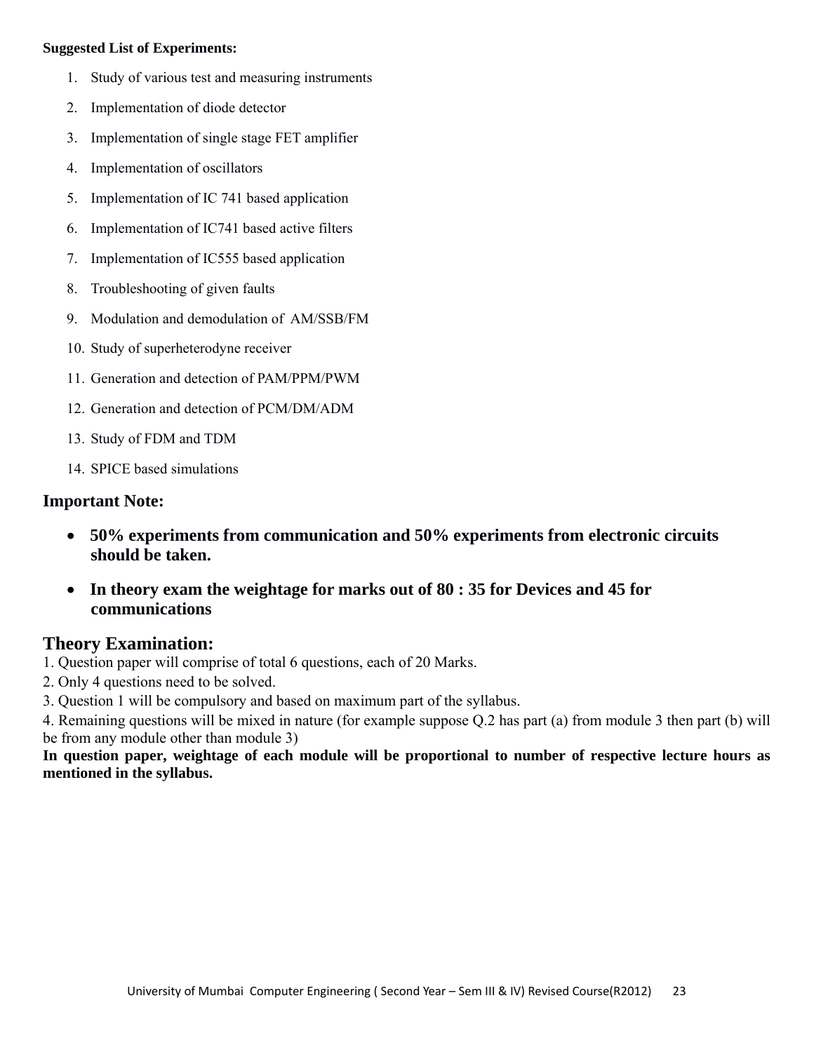**Suggested List of Experiments:**

1. Study of various test and measuring instruments
2. Implementation of diode detector
3. Implementation of single stage FET amplifier
4. Implementation of oscillators
5. Implementation of IC 741 based application
6. Implementation of IC741 based active filters
7. Implementation of IC555 based application
8. Troubleshooting of given faults
9. Modulation and demodulation of AM/SSB/FM
10. Study of superheterodyne receiver
11. Generation and detection of PAM/PPM/PWM
12. Generation and detection of PCM/DM/ADM
13. Study of FDM and TDM
14. SPICE based simulations

## Important Note:

- **50% experiments from communication and 50% experiments from electronic circuits should be taken.**
- **In theory exam the weightage for marks out of 80 : 35 for Devices and 45 for communications**

## Theory Examination:

1. Question paper will comprise of total 6 questions, each of 20 Marks.
2. Only 4 questions need to be solved.
3. Question 1 will be compulsory and based on maximum part of the syllabus.
4. Remaining questions will be mixed in nature (for example suppose Q.2 has part (a) from module 3 then part (b) will be from any module other than module 3)

**In question paper, weightage of each module will be proportional to number of respective lecture hours as mentioned in the syllabus.**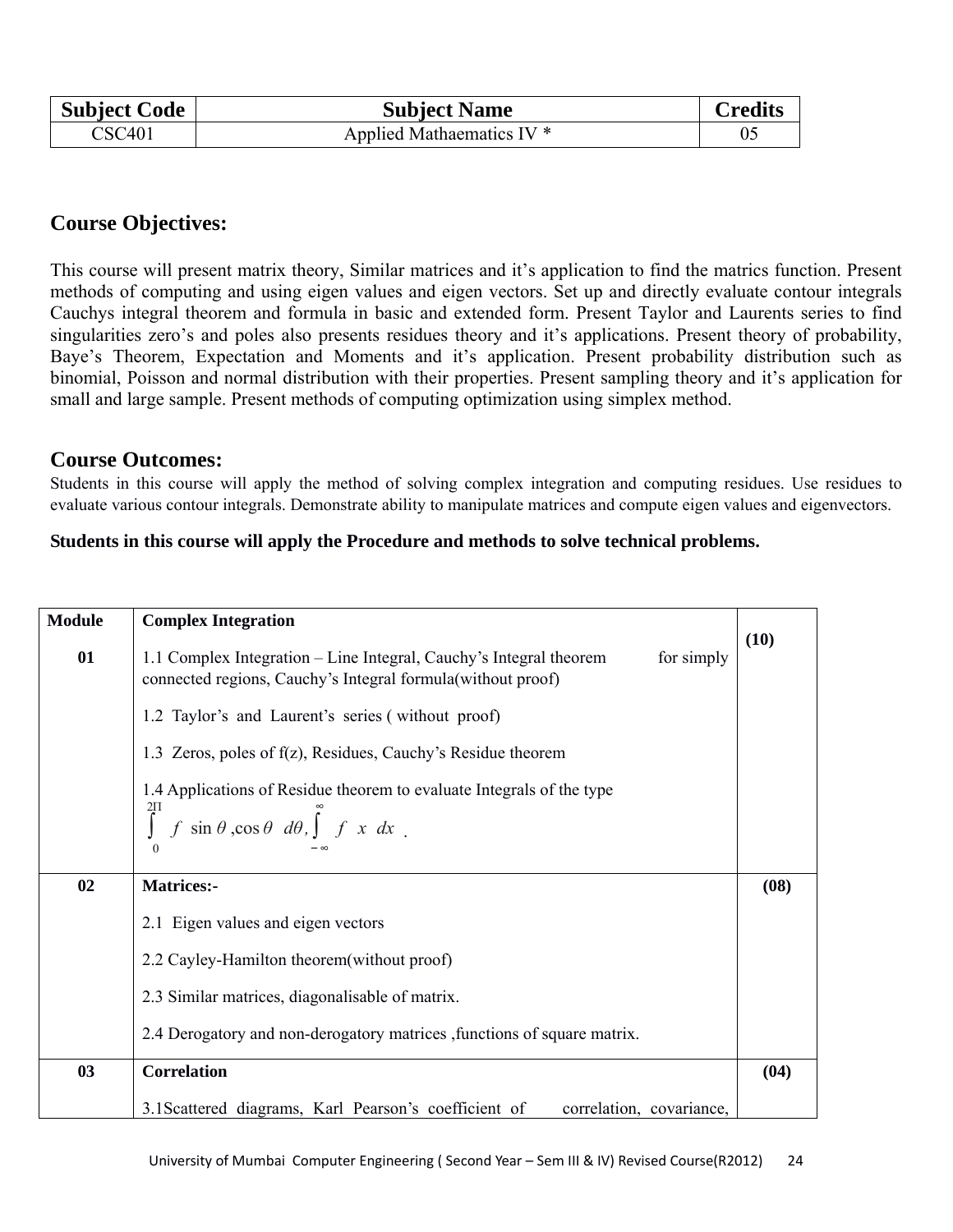| Subject Code | Subject Name | Credits |
|---|---|---|
| CSC401 | Applied Mathaematics IV * | 05 |

## Course Objectives:

This course will present matrix theory, Similar matrices and it's application to find the matrics function. Present methods of computing and using eigen values and eigen vectors. Set up and directly evaluate contour integrals Cauchys integral theorem and formula in basic and extended form. Present Taylor and Laurents series to find singularities zero's and poles also presents residues theory and it's applications. Present theory of probability, Baye's Theorem, Expectation and Moments and it's application. Present probability distribution such as binomial, Poisson and normal distribution with their properties. Present sampling theory and it's application for small and large sample. Present methods of computing optimization using simplex method.

## Course Outcomes:

Students in this course will apply the method of solving complex integration and computing residues. Use residues to evaluate various contour integrals. Demonstrate ability to manipulate matrices and compute eigen values and eigenvectors.

**Students in this course will apply the Procedure and methods to solve technical problems.**

| Module | Complex Integration | (10) |
|---|---|---|
| 01 | 1.1 Complex Integration – Line Integral, Cauchy's Integral theorem for simply connected regions, Cauchy's Integral formula(without proof)<br><br>1.2 Taylor's and Laurent's series ( without proof)<br><br>1.3 Zeros, poles of f(z), Residues, Cauchy's Residue theorem<br><br>1.4 Applications of Residue theorem to evaluate Integrals of the type $\int_0^{2\Pi} f(\sin\theta, \cos\theta)\, d\theta, \int_{-\infty}^{\infty} f(x)\, dx$. | |
| 02 | **Matrices:-**<br><br>2.1 Eigen values and eigen vectors<br><br>2.2 Cayley-Hamilton theorem(without proof)<br><br>2.3 Similar matrices, diagonalisable of matrix.<br><br>2.4 Derogatory and non-derogatory matrices ,functions of square matrix. | (08) |
| 03 | **Correlation**<br><br>3.1Scattered diagrams, Karl Pearson's coefficient of correlation, covariance, | (04) |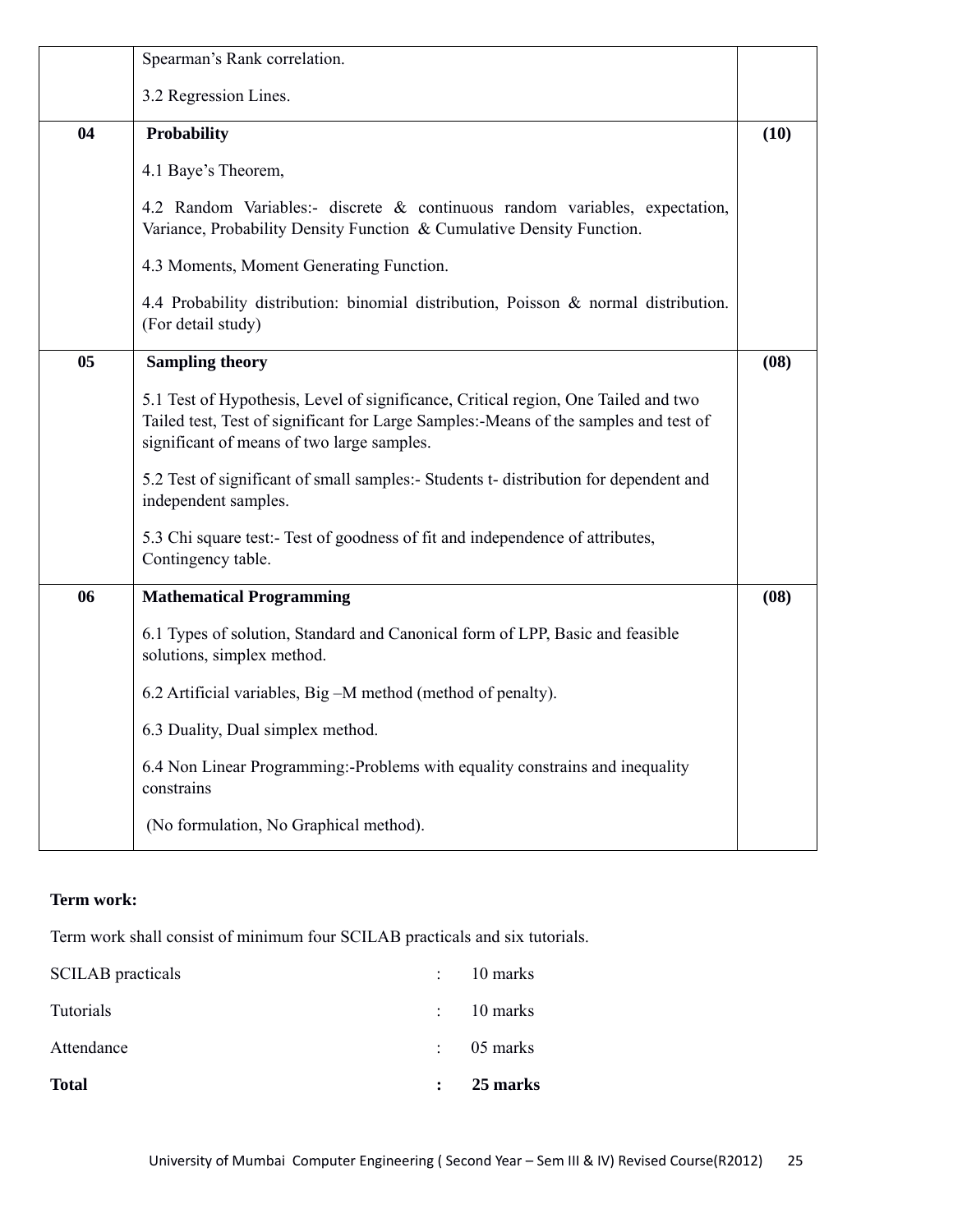| | | |
|---|---|---|
| | Spearman's Rank correlation.<br><br>3.2 Regression Lines. | |
| **04** | **Probability**<br><br>4.1 Baye's Theorem,<br><br>4.2 Random Variables:- discrete & continuous random variables, expectation, Variance, Probability Density Function & Cumulative Density Function.<br><br>4.3 Moments, Moment Generating Function.<br><br>4.4 Probability distribution: binomial distribution, Poisson & normal distribution. (For detail study) | **(10)** |
| **05** | **Sampling theory**<br><br>5.1 Test of Hypothesis, Level of significance, Critical region, One Tailed and two Tailed test, Test of significant for Large Samples:-Means of the samples and test of significant of means of two large samples.<br><br>5.2 Test of significant of small samples:- Students t- distribution for dependent and independent samples.<br><br>5.3 Chi square test:- Test of goodness of fit and independence of attributes, Contingency table. | **(08)** |
| **06** | **Mathematical Programming**<br><br>6.1 Types of solution, Standard and Canonical form of LPP, Basic and feasible solutions, simplex method.<br><br>6.2 Artificial variables, Big –M method (method of penalty).<br><br>6.3 Duality, Dual simplex method.<br><br>6.4 Non Linear Programming:-Problems with equality constrains and inequality constrains<br><br>(No formulation, No Graphical method). | **(08)** |

**Term work:**

Term work shall consist of minimum four SCILAB practicals and six tutorials.

| | | |
|---|---|---|
| SCILAB practicals | : | 10 marks |
| Tutorials | : | 10 marks |
| Attendance | : | 05 marks |
| **Total** | **:** | **25 marks** |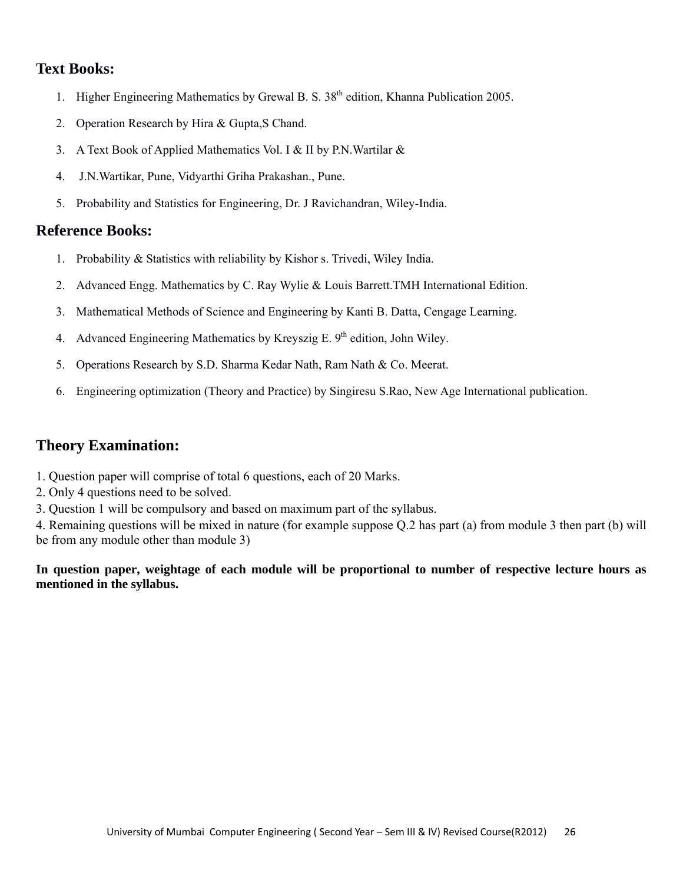## Text Books:

1. Higher Engineering Mathematics by Grewal B. S. 38th edition, Khanna Publication 2005.
2. Operation Research by Hira & Gupta,S Chand.
3. A Text Book of Applied Mathematics Vol. I & II by P.N.Wartilar &
4. J.N.Wartikar, Pune, Vidyarthi Griha Prakashan., Pune.
5. Probability and Statistics for Engineering, Dr. J Ravichandran, Wiley-India.

## Reference Books:

1. Probability & Statistics with reliability by Kishor s. Trivedi, Wiley India.
2. Advanced Engg. Mathematics by C. Ray Wylie & Louis Barrett.TMH International Edition.
3. Mathematical Methods of Science and Engineering by Kanti B. Datta, Cengage Learning.
4. Advanced Engineering Mathematics by Kreyszig E. 9th edition, John Wiley.
5. Operations Research by S.D. Sharma Kedar Nath, Ram Nath & Co. Meerat.
6. Engineering optimization (Theory and Practice) by Singiresu S.Rao, New Age International publication.

## Theory Examination:

1. Question paper will comprise of total 6 questions, each of 20 Marks.
2. Only 4 questions need to be solved.
3. Question 1 will be compulsory and based on maximum part of the syllabus.
4. Remaining questions will be mixed in nature (for example suppose Q.2 has part (a) from module 3 then part (b) will be from any module other than module 3)

**In question paper, weightage of each module will be proportional to number of respective lecture hours as mentioned in the syllabus.**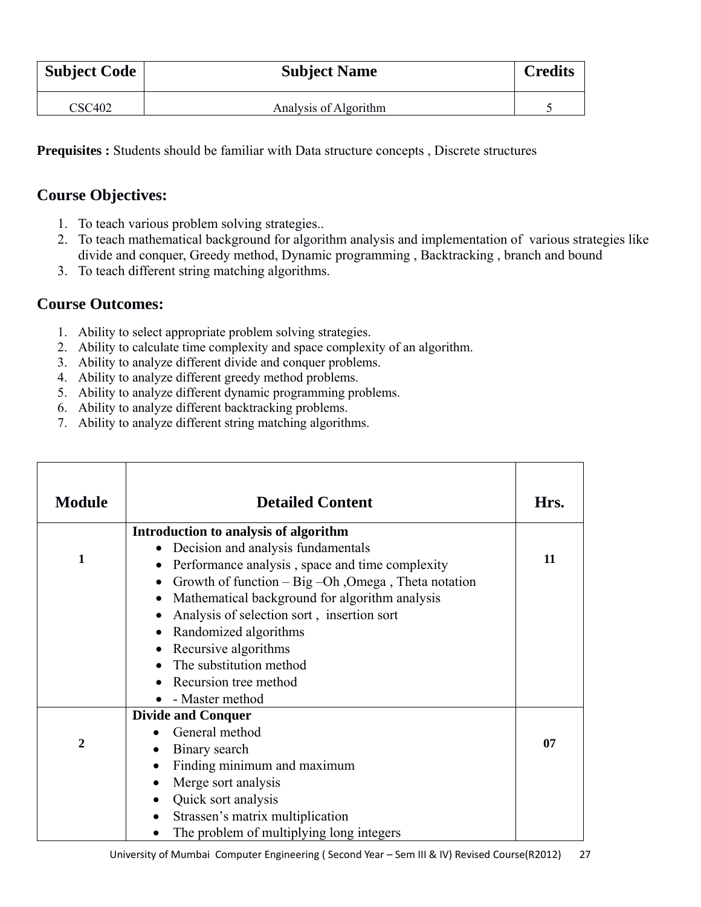| Subject Code | Subject Name | Credits |
|---|---|---|
| CSC402 | Analysis of Algorithm | 5 |

**Prequisites :** Students should be familiar with Data structure concepts , Discrete structures

## Course Objectives:

1. To teach various problem solving strategies..
2. To teach mathematical background for algorithm analysis and implementation of various strategies like divide and conquer, Greedy method, Dynamic programming , Backtracking , branch and bound
3. To teach different string matching algorithms.

## Course Outcomes:

1. Ability to select appropriate problem solving strategies.
2. Ability to calculate time complexity and space complexity of an algorithm.
3. Ability to analyze different divide and conquer problems.
4. Ability to analyze different greedy method problems.
5. Ability to analyze different dynamic programming problems.
6. Ability to analyze different backtracking problems.
7. Ability to analyze different string matching algorithms.

| Module | Detailed Content | Hrs. |
|---|---|---|
| 1 | **Introduction to analysis of algorithm**<br>• Decision and analysis fundamentals<br>• Performance analysis , space and time complexity<br>• Growth of function – Big –Oh ,Omega , Theta notation<br>• Mathematical background for algorithm analysis<br>• Analysis of selection sort , insertion sort<br>• Randomized algorithms<br>• Recursive algorithms<br>• The substitution method<br>• Recursion tree method<br>• - Master method | **11** |
| 2 | **Divide and Conquer**<br>• General method<br>• Binary search<br>• Finding minimum and maximum<br>• Merge sort analysis<br>• Quick sort analysis<br>• Strassen's matrix multiplication<br>• The problem of multiplying long integers | **07** |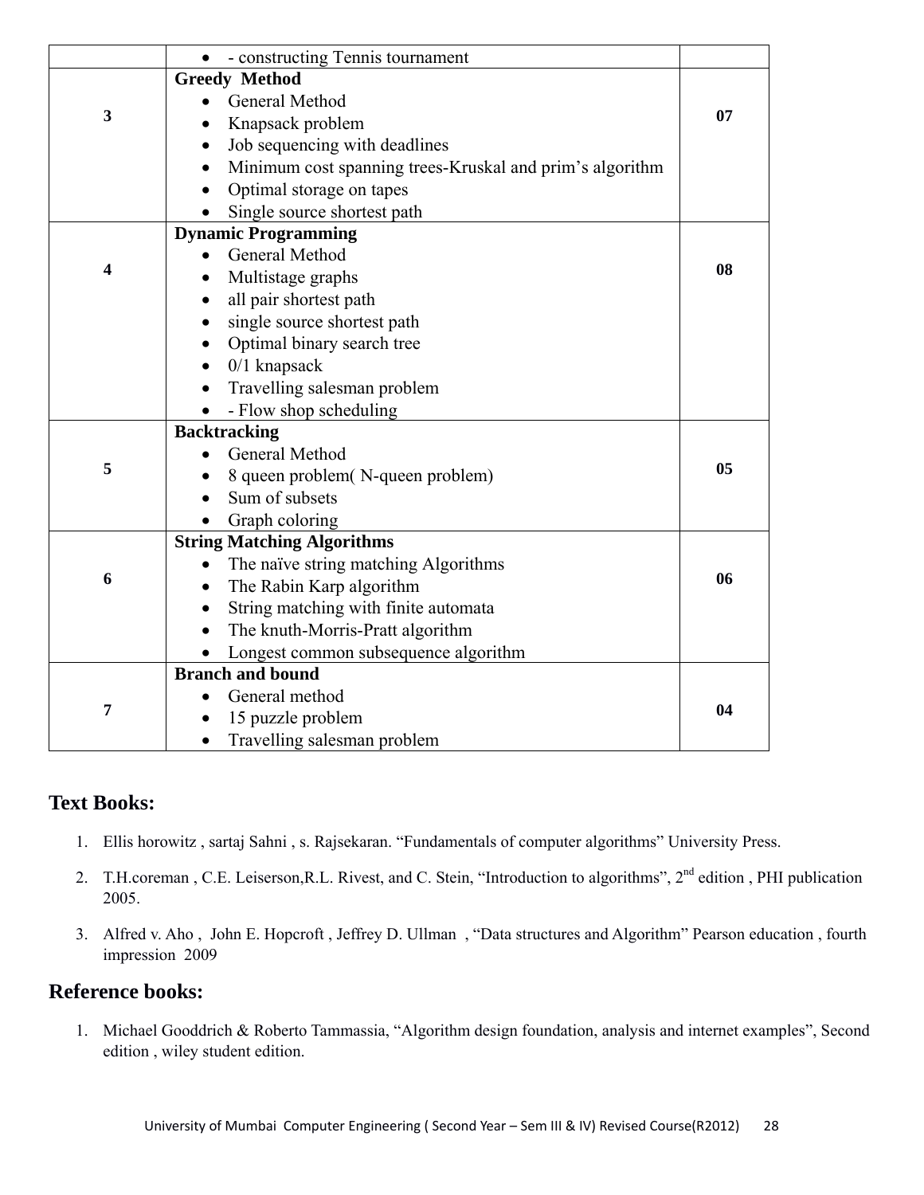| | | |
|---|---|---|
| | • - constructing Tennis tournament | |
| 3 | **Greedy Method**<br>• General Method<br>• Knapsack problem<br>• Job sequencing with deadlines<br>• Minimum cost spanning trees-Kruskal and prim's algorithm<br>• Optimal storage on tapes<br>• Single source shortest path | **07** |
| 4 | **Dynamic Programming**<br>• General Method<br>• Multistage graphs<br>• all pair shortest path<br>• single source shortest path<br>• Optimal binary search tree<br>• 0/1 knapsack<br>• Travelling salesman problem<br>• - Flow shop scheduling | **08** |
| 5 | **Backtracking**<br>• General Method<br>• 8 queen problem( N-queen problem)<br>• Sum of subsets<br>• Graph coloring | **05** |
| 6 | **String Matching Algorithms**<br>• The naïve string matching Algorithms<br>• The Rabin Karp algorithm<br>• String matching with finite automata<br>• The knuth-Morris-Pratt algorithm<br>• Longest common subsequence algorithm | **06** |
| 7 | **Branch and bound**<br>• General method<br>• 15 puzzle problem<br>• Travelling salesman problem | **04** |

## Text Books:

1. Ellis horowitz , sartaj Sahni , s. Rajsekaran. "Fundamentals of computer algorithms" University Press.
2. T.H.coreman , C.E. Leiserson,R.L. Rivest, and C. Stein, "Introduction to algorithms", 2nd edition , PHI publication 2005.
3. Alfred v. Aho , John E. Hopcroft , Jeffrey D. Ullman , "Data structures and Algorithm" Pearson education , fourth impression 2009

## Reference books:

1. Michael Gooddrich & Roberto Tammassia, "Algorithm design foundation, analysis and internet examples", Second edition , wiley student edition.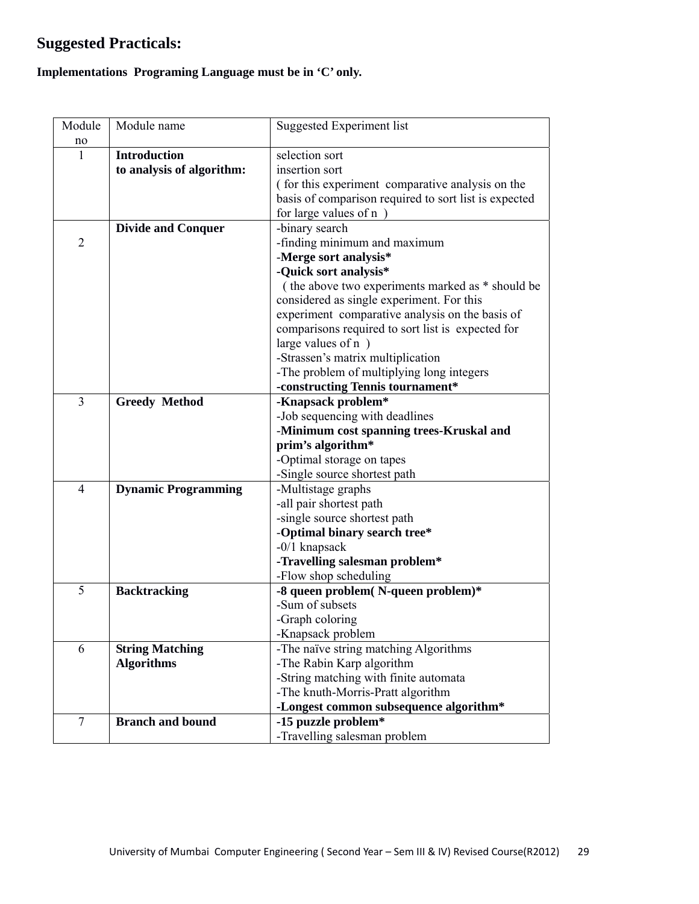## Suggested Practicals:

**Implementations Programing Language must be in 'C' only.**

| Module no | Module name | Suggested Experiment list |
|---|---|---|
| 1 | **Introduction to analysis of algorithm:** | selection sort<br>insertion sort<br>( for this experiment comparative analysis on the basis of comparison required to sort list is expected for large values of n ) |
| 2 | **Divide and Conquer** | -binary search<br>-finding minimum and maximum<br>-**Merge sort analysis***<br>**-Quick sort analysis***<br>( the above two experiments marked as * should be considered as single experiment. For this experiment comparative analysis on the basis of comparisons required to sort list is expected for large values of n )<br>-Strassen's matrix multiplication<br>-The problem of multiplying long integers<br>**-constructing Tennis tournament*** |
| 3 | **Greedy Method** | **-Knapsack problem***<br>-Job sequencing with deadlines<br>-**Minimum cost spanning trees-Kruskal and prim's algorithm***<br>-Optimal storage on tapes<br>-Single source shortest path |
| 4 | **Dynamic Programming** | -Multistage graphs<br>-all pair shortest path<br>-single source shortest path<br>-**Optimal binary search tree***<br>-0/1 knapsack<br>**-Travelling salesman problem***<br>-Flow shop scheduling |
| 5 | **Backtracking** | **-8 queen problem( N-queen problem)***<br>-Sum of subsets<br>-Graph coloring<br>-Knapsack problem |
| 6 | **String Matching Algorithms** | -The naïve string matching Algorithms<br>-The Rabin Karp algorithm<br>-String matching with finite automata<br>-The knuth-Morris-Pratt algorithm<br>**-Longest common subsequence algorithm*** |
| 7 | **Branch and bound** | **-15 puzzle problem***<br>-Travelling salesman problem |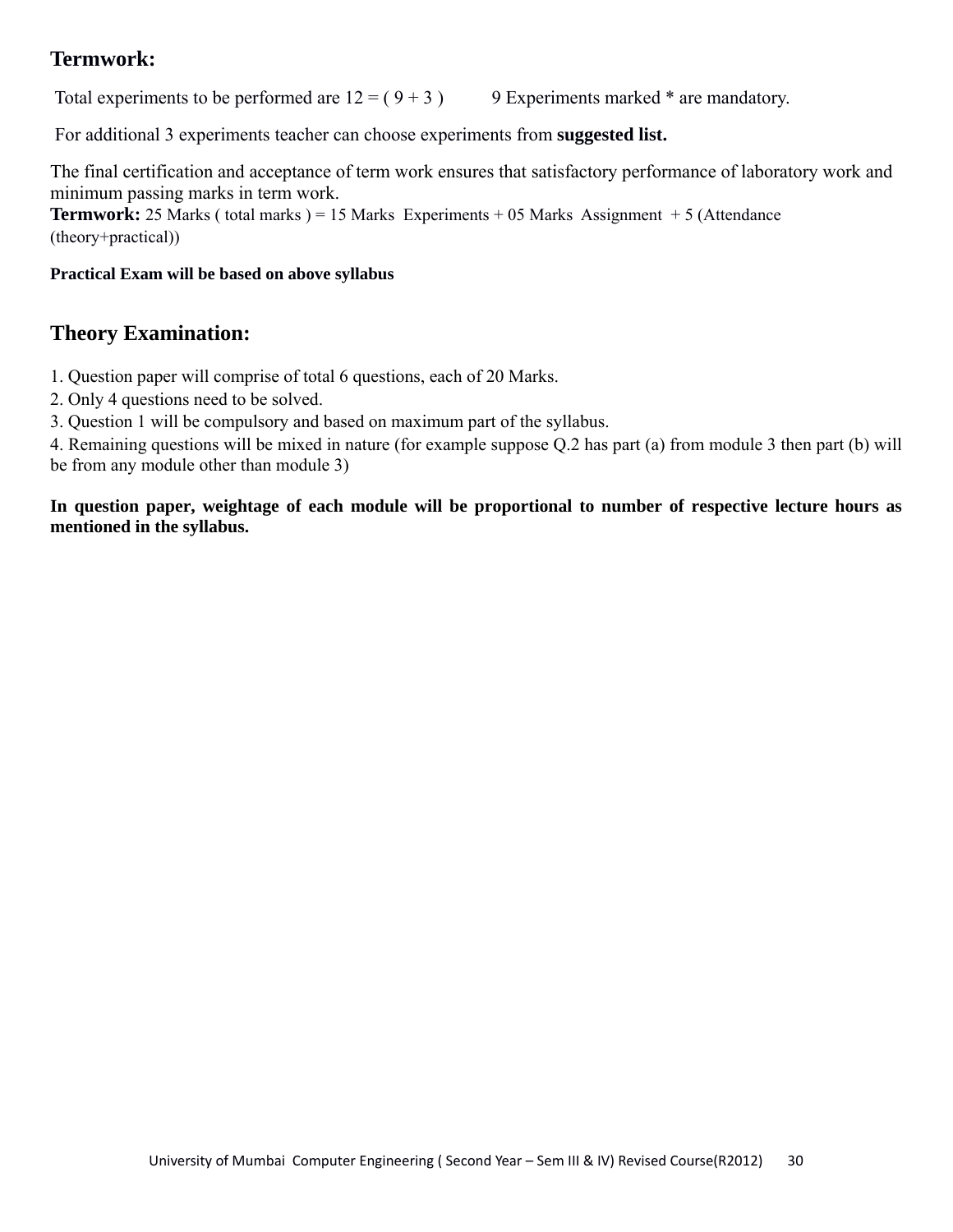## Termwork:

Total experiments to be performed are 12 = ( 9 + 3 ) 9 Experiments marked * are mandatory.

For additional 3 experiments teacher can choose experiments from **suggested list.**

The final certification and acceptance of term work ensures that satisfactory performance of laboratory work and minimum passing marks in term work.

**Termwork:** 25 Marks ( total marks ) = 15 Marks Experiments + 05 Marks Assignment + 5 (Attendance (theory+practical))

**Practical Exam will be based on above syllabus**

## Theory Examination:

1. Question paper will comprise of total 6 questions, each of 20 Marks.
2. Only 4 questions need to be solved.
3. Question 1 will be compulsory and based on maximum part of the syllabus.
4. Remaining questions will be mixed in nature (for example suppose Q.2 has part (a) from module 3 then part (b) will be from any module other than module 3)

**In question paper, weightage of each module will be proportional to number of respective lecture hours as mentioned in the syllabus.**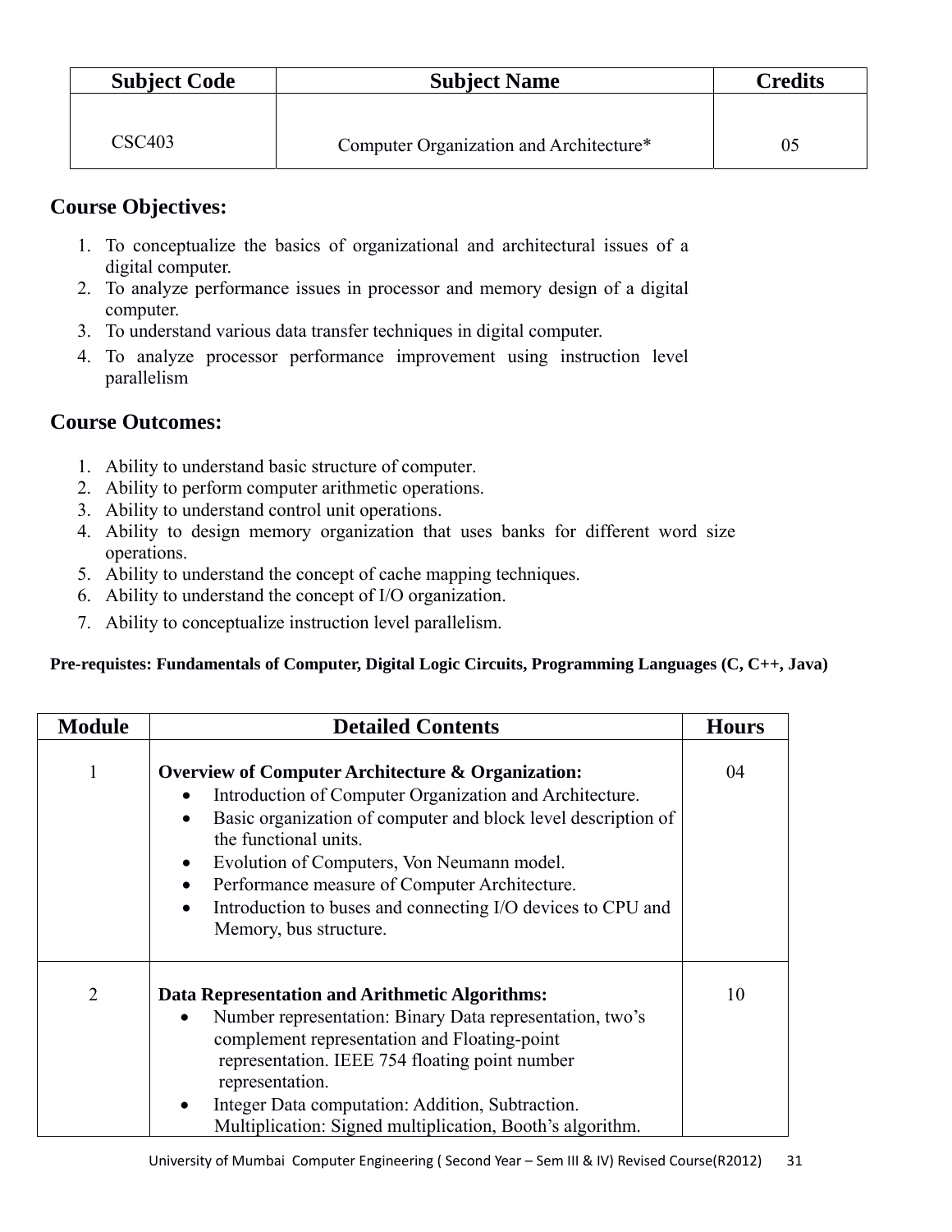| Subject Code | Subject Name | Credits |
|---|---|---|
| CSC403 | Computer Organization and Architecture* | 05 |

## Course Objectives:

1. To conceptualize the basics of organizational and architectural issues of a digital computer.
2. To analyze performance issues in processor and memory design of a digital computer.
3. To understand various data transfer techniques in digital computer.
4. To analyze processor performance improvement using instruction level parallelism

## Course Outcomes:

1. Ability to understand basic structure of computer.
2. Ability to perform computer arithmetic operations.
3. Ability to understand control unit operations.
4. Ability to design memory organization that uses banks for different word size operations.
5. Ability to understand the concept of cache mapping techniques.
6. Ability to understand the concept of I/O organization.
7. Ability to conceptualize instruction level parallelism.

**Pre-requistes: Fundamentals of Computer, Digital Logic Circuits, Programming Languages (C, C++, Java)**

| Module | Detailed Contents | Hours |
|---|---|---|
| 1 | **Overview of Computer Architecture & Organization:**<br>• Introduction of Computer Organization and Architecture.<br>• Basic organization of computer and block level description of the functional units.<br>• Evolution of Computers, Von Neumann model.<br>• Performance measure of Computer Architecture.<br>• Introduction to buses and connecting I/O devices to CPU and Memory, bus structure. | 04 |
| 2 | **Data Representation and Arithmetic Algorithms:**<br>• Number representation: Binary Data representation, two's complement representation and Floating-point representation. IEEE 754 floating point number representation.<br>• Integer Data computation: Addition, Subtraction. Multiplication: Signed multiplication, Booth's algorithm. | 10 |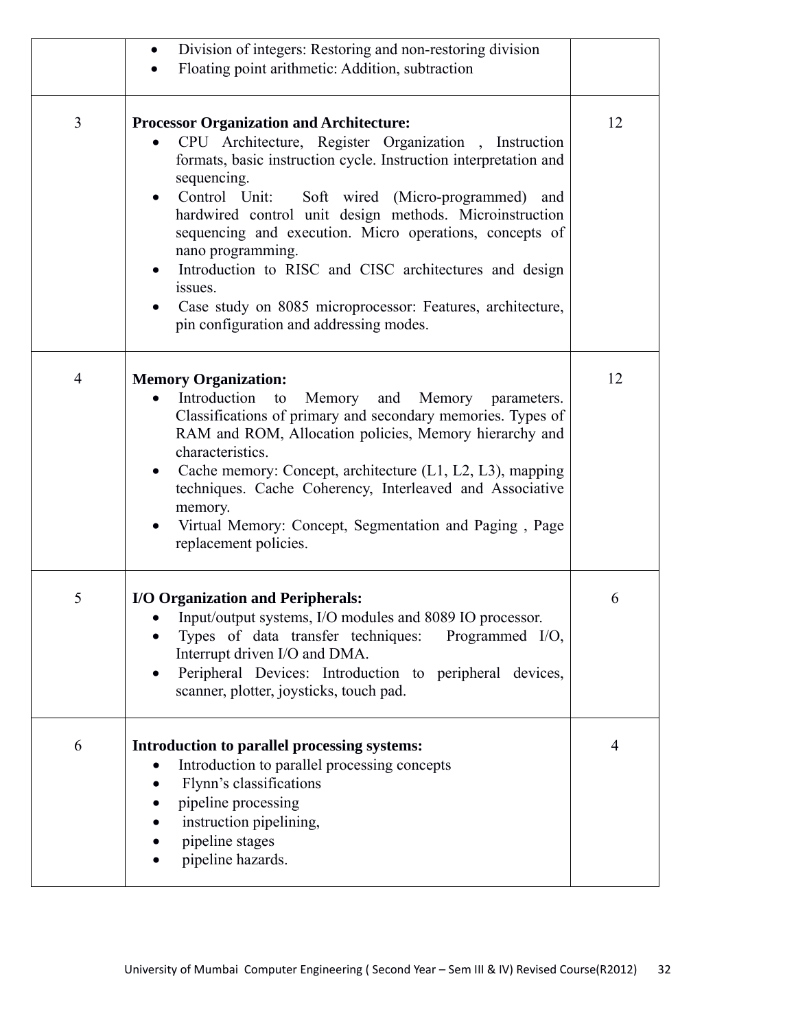| | | |
|---|---|---|
| | • Division of integers: Restoring and non-restoring division<br>• Floating point arithmetic: Addition, subtraction | |
| 3 | **Processor Organization and Architecture:**<br>• CPU Architecture, Register Organization , Instruction formats, basic instruction cycle. Instruction interpretation and sequencing.<br>• Control Unit: Soft wired (Micro-programmed) and hardwired control unit design methods. Microinstruction sequencing and execution. Micro operations, concepts of nano programming.<br>• Introduction to RISC and CISC architectures and design issues.<br>• Case study on 8085 microprocessor: Features, architecture, pin configuration and addressing modes. | 12 |
| 4 | **Memory Organization:**<br>• Introduction to Memory and Memory parameters. Classifications of primary and secondary memories. Types of RAM and ROM, Allocation policies, Memory hierarchy and characteristics.<br>• Cache memory: Concept, architecture (L1, L2, L3), mapping techniques. Cache Coherency, Interleaved and Associative memory.<br>• Virtual Memory: Concept, Segmentation and Paging , Page replacement policies. | 12 |
| 5 | **I/O Organization and Peripherals:**<br>• Input/output systems, I/O modules and 8089 IO processor.<br>• Types of data transfer techniques: Programmed I/O, Interrupt driven I/O and DMA.<br>• Peripheral Devices: Introduction to peripheral devices, scanner, plotter, joysticks, touch pad. | 6 |
| 6 | **Introduction to parallel processing systems:**<br>• Introduction to parallel processing concepts<br>• Flynn's classifications<br>• pipeline processing<br>• instruction pipelining,<br>• pipeline stages<br>• pipeline hazards. | 4 |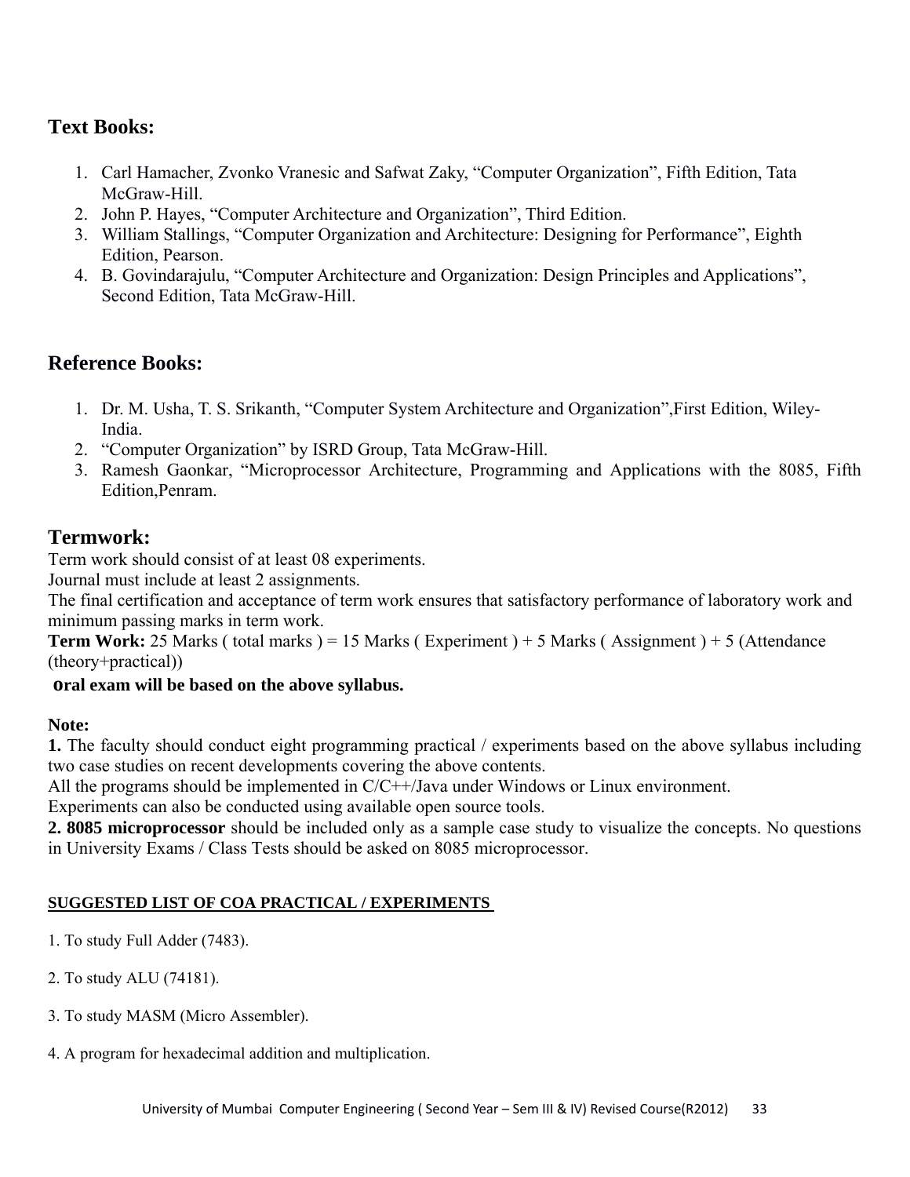## Text Books:

1. Carl Hamacher, Zvonko Vranesic and Safwat Zaky, "Computer Organization", Fifth Edition, Tata McGraw-Hill.
2. John P. Hayes, "Computer Architecture and Organization", Third Edition.
3. William Stallings, "Computer Organization and Architecture: Designing for Performance", Eighth Edition, Pearson.
4. B. Govindarajulu, "Computer Architecture and Organization: Design Principles and Applications", Second Edition, Tata McGraw-Hill.

## Reference Books:

1. Dr. M. Usha, T. S. Srikanth, "Computer System Architecture and Organization",First Edition, Wiley-India.
2. "Computer Organization" by ISRD Group, Tata McGraw-Hill.
3. Ramesh Gaonkar, "Microprocessor Architecture, Programming and Applications with the 8085, Fifth Edition,Penram.

## Termwork:

Term work should consist of at least 08 experiments.

Journal must include at least 2 assignments.

The final certification and acceptance of term work ensures that satisfactory performance of laboratory work and minimum passing marks in term work.

**Term Work:** 25 Marks ( total marks ) = 15 Marks ( Experiment ) + 5 Marks ( Assignment ) + 5 (Attendance (theory+practical))

**oral exam will be based on the above syllabus.**

**Note:**

**1.** The faculty should conduct eight programming practical / experiments based on the above syllabus including two case studies on recent developments covering the above contents.

All the programs should be implemented in C/C++/Java under Windows or Linux environment.

Experiments can also be conducted using available open source tools.

**2. 8085 microprocessor** should be included only as a sample case study to visualize the concepts. No questions in University Exams / Class Tests should be asked on 8085 microprocessor.

**SUGGESTED LIST OF COA PRACTICAL / EXPERIMENTS**

1. To study Full Adder (7483).
2. To study ALU (74181).
3. To study MASM (Micro Assembler).
4. A program for hexadecimal addition and multiplication.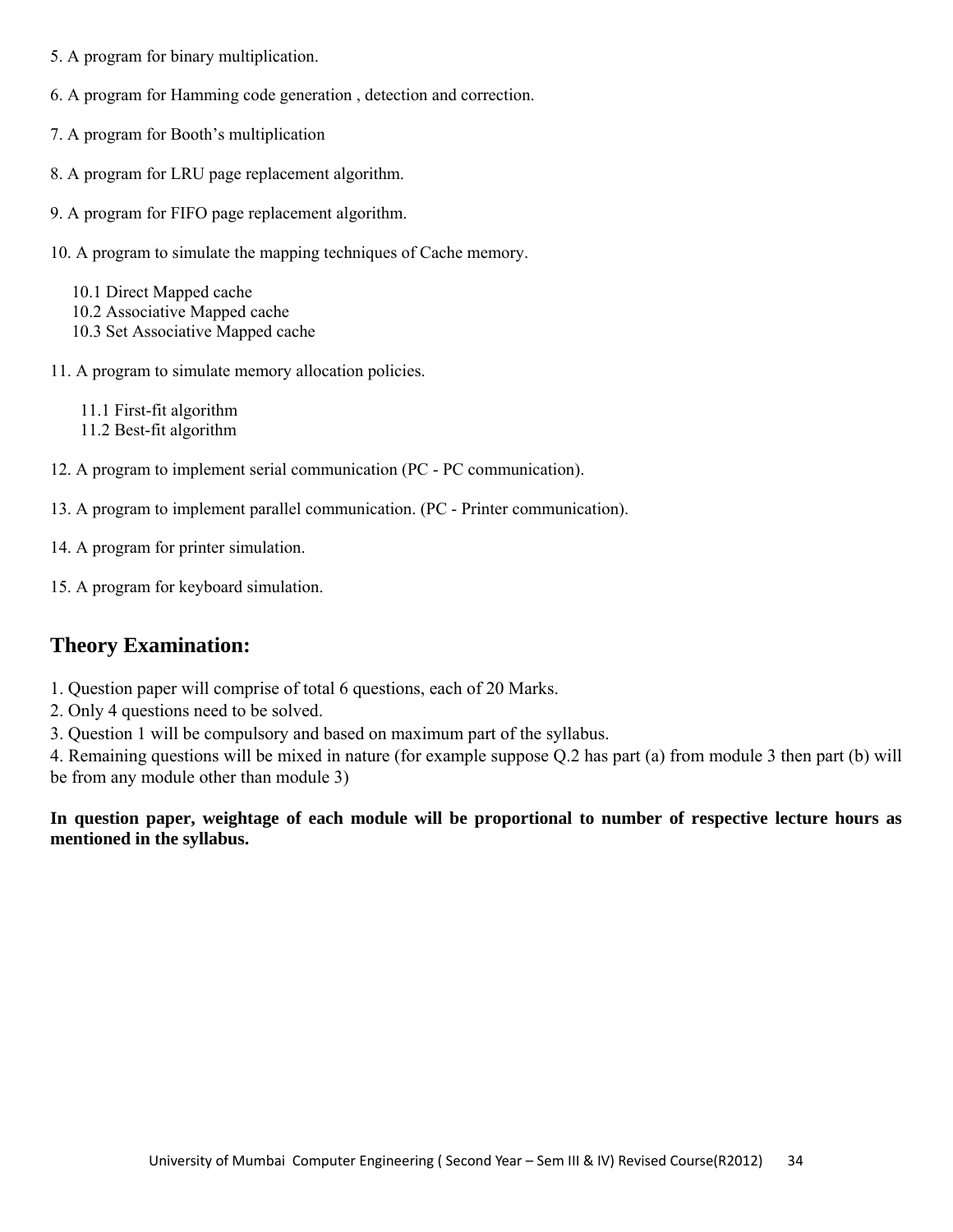5. A program for binary multiplication.

6. A program for Hamming code generation , detection and correction.

7. A program for Booth's multiplication

8. A program for LRU page replacement algorithm.

9. A program for FIFO page replacement algorithm.

10. A program to simulate the mapping techniques of Cache memory.

   10.1 Direct Mapped cache
   10.2 Associative Mapped cache
   10.3 Set Associative Mapped cache

11. A program to simulate memory allocation policies.

   11.1 First-fit algorithm
   11.2 Best-fit algorithm

12. A program to implement serial communication (PC - PC communication).

13. A program to implement parallel communication. (PC - Printer communication).

14. A program for printer simulation.

15. A program for keyboard simulation.

## Theory Examination:

1. Question paper will comprise of total 6 questions, each of 20 Marks.
2. Only 4 questions need to be solved.
3. Question 1 will be compulsory and based on maximum part of the syllabus.
4. Remaining questions will be mixed in nature (for example suppose Q.2 has part (a) from module 3 then part (b) will be from any module other than module 3)

**In question paper, weightage of each module will be proportional to number of respective lecture hours as mentioned in the syllabus.**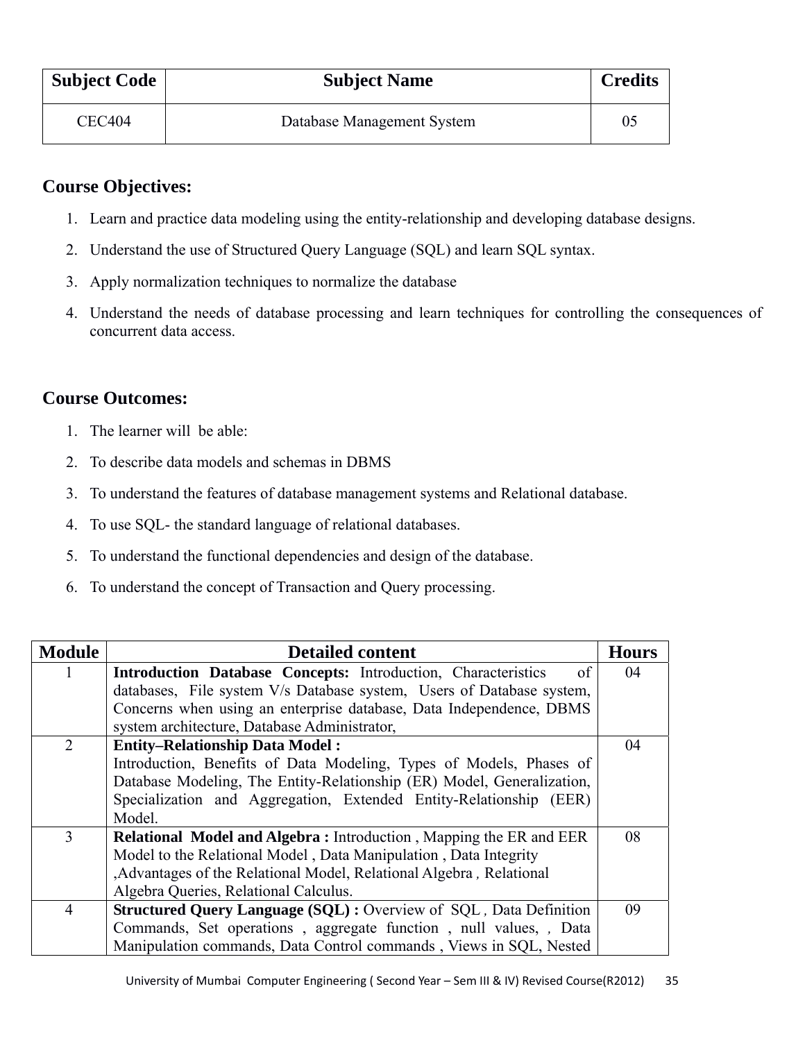| Subject Code | Subject Name | Credits |
|---|---|---|
| CEC404 | Database Management System | 05 |

## Course Objectives:

1. Learn and practice data modeling using the entity-relationship and developing database designs.
2. Understand the use of Structured Query Language (SQL) and learn SQL syntax.
3. Apply normalization techniques to normalize the database
4. Understand the needs of database processing and learn techniques for controlling the consequences of concurrent data access.

## Course Outcomes:

1. The learner will be able:
2. To describe data models and schemas in DBMS
3. To understand the features of database management systems and Relational database.
4. To use SQL- the standard language of relational databases.
5. To understand the functional dependencies and design of the database.
6. To understand the concept of Transaction and Query processing.

| Module | Detailed content | Hours |
|---|---|---|
| 1 | **Introduction Database Concepts:** Introduction, Characteristics of databases, File system V/s Database system, Users of Database system, Concerns when using an enterprise database, Data Independence, DBMS system architecture, Database Administrator, | 04 |
| 2 | **Entity–Relationship Data Model :** Introduction, Benefits of Data Modeling, Types of Models, Phases of Database Modeling, The Entity-Relationship (ER) Model, Generalization, Specialization and Aggregation, Extended Entity-Relationship (EER) Model. | 04 |
| 3 | **Relational Model and Algebra :** Introduction , Mapping the ER and EER Model to the Relational Model , Data Manipulation , Data Integrity ,Advantages of the Relational Model, Relational Algebra , Relational Algebra Queries, Relational Calculus. | 08 |
| 4 | **Structured Query Language (SQL) :** Overview of SQL , Data Definition Commands, Set operations , aggregate function , null values, , Data Manipulation commands, Data Control commands , Views in SQL, Nested | 09 |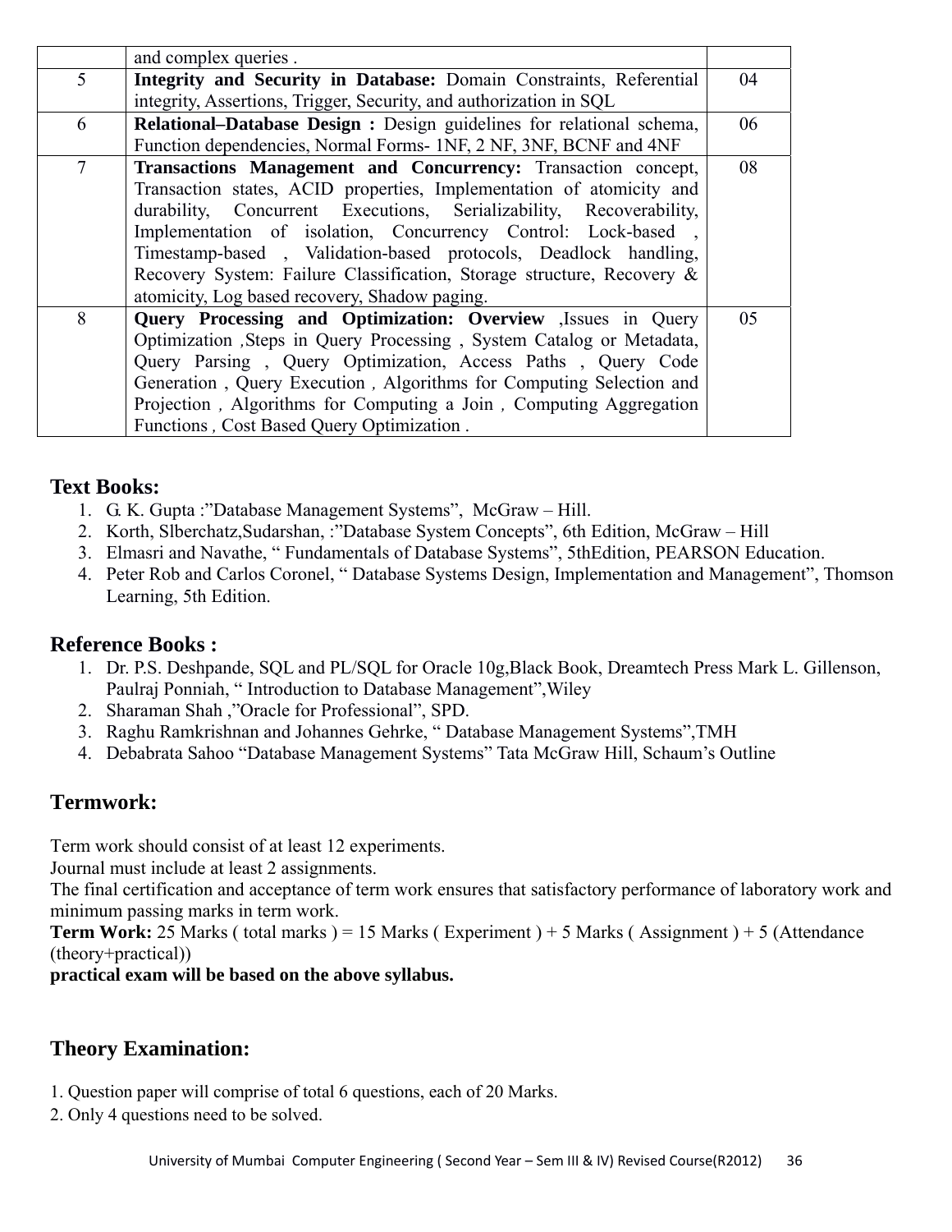|   |   |   |
|---|---|---|
|   | and complex queries . |   |
| 5 | **Integrity and Security in Database:** Domain Constraints, Referential integrity, Assertions, Trigger, Security, and authorization in SQL | 04 |
| 6 | **Relational–Database Design :** Design guidelines for relational schema, Function dependencies, Normal Forms- 1NF, 2 NF, 3NF, BCNF and 4NF | 06 |
| 7 | **Transactions Management and Concurrency:** Transaction concept, Transaction states, ACID properties, Implementation of atomicity and durability, Concurrent Executions, Serializability, Recoverability, Implementation of isolation, Concurrency Control: Lock-based , Timestamp-based , Validation-based protocols, Deadlock handling, Recovery System: Failure Classification, Storage structure, Recovery & atomicity, Log based recovery, Shadow paging. | 08 |
| 8 | **Query Processing and Optimization: Overview** ,Issues in Query Optimization ,Steps in Query Processing , System Catalog or Metadata, Query Parsing , Query Optimization, Access Paths , Query Code Generation , Query Execution , Algorithms for Computing Selection and Projection , Algorithms for Computing a Join , Computing Aggregation Functions , Cost Based Query Optimization . | 05 |

## Text Books:

1. G. K. Gupta :"Database Management Systems", McGraw – Hill.
2. Korth, Slberchatz,Sudarshan, :"Database System Concepts", 6th Edition, McGraw – Hill
3. Elmasri and Navathe, " Fundamentals of Database Systems", 5thEdition, PEARSON Education.
4. Peter Rob and Carlos Coronel, " Database Systems Design, Implementation and Management", Thomson Learning, 5th Edition.

## Reference Books :

1. Dr. P.S. Deshpande, SQL and PL/SQL for Oracle 10g,Black Book, Dreamtech Press Mark L. Gillenson, Paulraj Ponniah, " Introduction to Database Management",Wiley
2. Sharaman Shah ,"Oracle for Professional", SPD.
3. Raghu Ramkrishnan and Johannes Gehrke, " Database Management Systems",TMH
4. Debabrata Sahoo "Database Management Systems" Tata McGraw Hill, Schaum's Outline

## Termwork:

Term work should consist of at least 12 experiments.
Journal must include at least 2 assignments.
The final certification and acceptance of term work ensures that satisfactory performance of laboratory work and minimum passing marks in term work.
**Term Work:** 25 Marks ( total marks ) = 15 Marks ( Experiment ) + 5 Marks ( Assignment ) + 5 (Attendance (theory+practical))
**practical exam will be based on the above syllabus.**

## Theory Examination:

1. Question paper will comprise of total 6 questions, each of 20 Marks.
2. Only 4 questions need to be solved.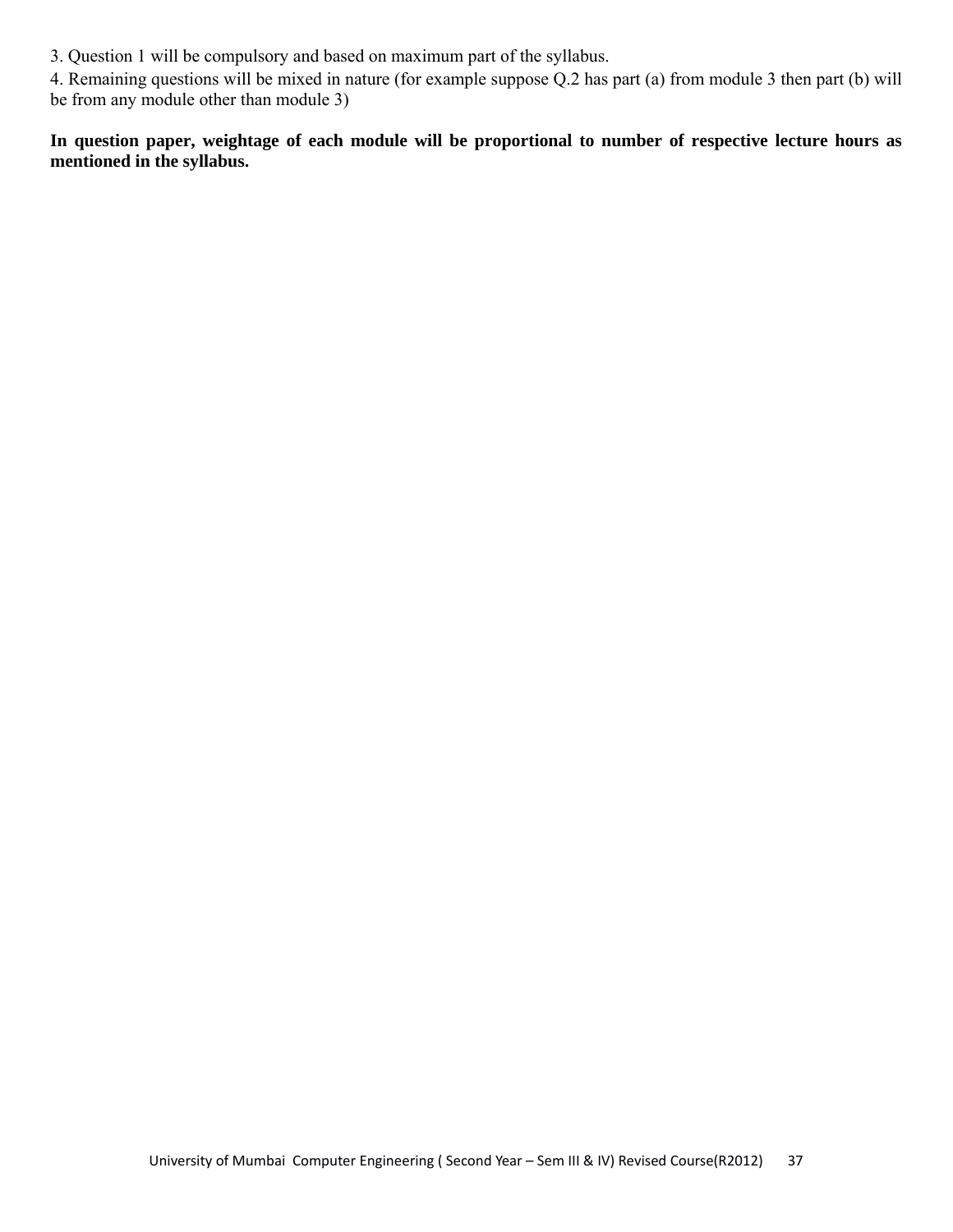3. Question 1 will be compulsory and based on maximum part of the syllabus.

4. Remaining questions will be mixed in nature (for example suppose Q.2 has part (a) from module 3 then part (b) will be from any module other than module 3)

**In question paper, weightage of each module will be proportional to number of respective lecture hours as mentioned in the syllabus.**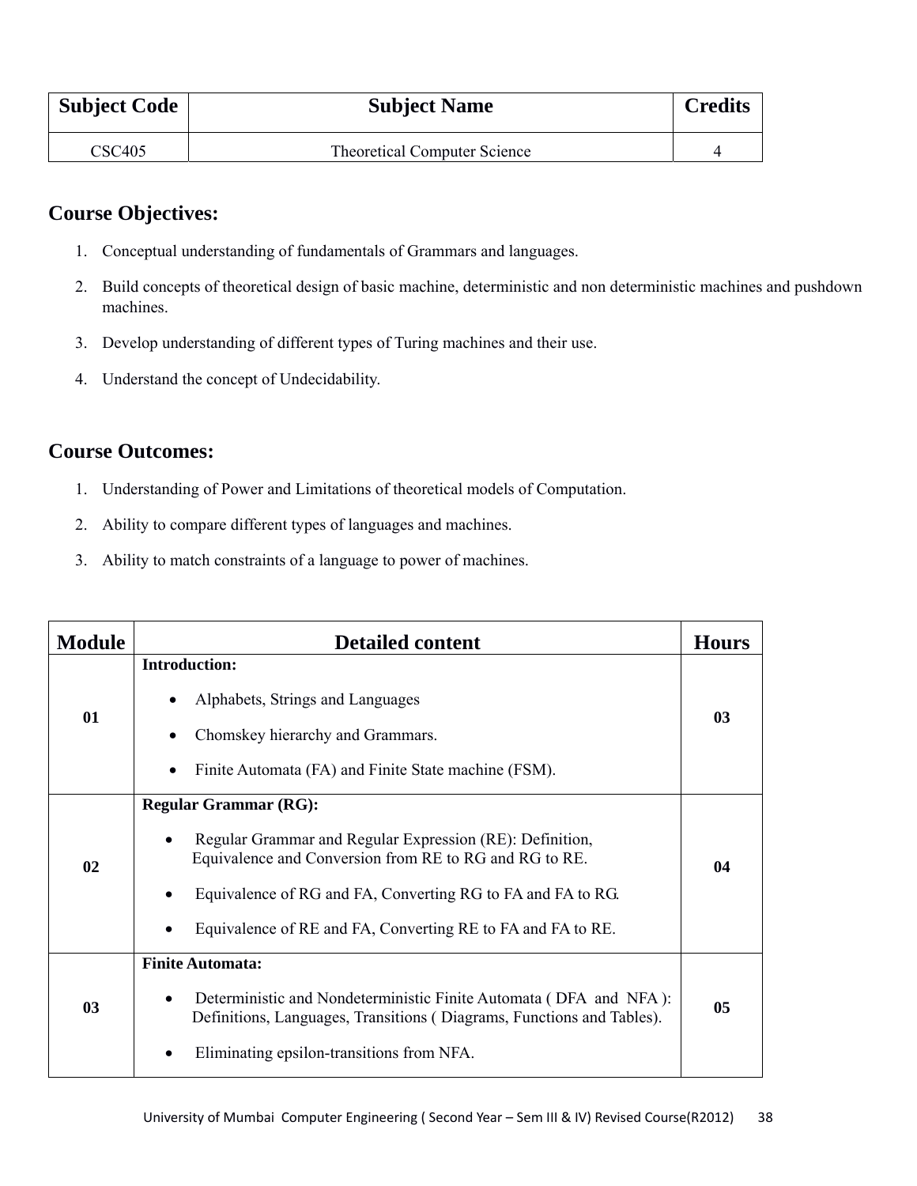| Subject Code | Subject Name | Credits |
|---|---|---|
| CSC405 | Theoretical Computer Science | 4 |

## Course Objectives:

1. Conceptual understanding of fundamentals of Grammars and languages.
2. Build concepts of theoretical design of basic machine, deterministic and non deterministic machines and pushdown machines.
3. Develop understanding of different types of Turing machines and their use.
4. Understand the concept of Undecidability.

## Course Outcomes:

1. Understanding of Power and Limitations of theoretical models of Computation.
2. Ability to compare different types of languages and machines.
3. Ability to match constraints of a language to power of machines.

| Module | Detailed content | Hours |
|---|---|---|
| 01 | **Introduction:**<br>• Alphabets, Strings and Languages<br>• Chomskey hierarchy and Grammars.<br>• Finite Automata (FA) and Finite State machine (FSM). | 03 |
| 02 | **Regular Grammar (RG):**<br>• Regular Grammar and Regular Expression (RE): Definition, Equivalence and Conversion from RE to RG and RG to RE.<br>• Equivalence of RG and FA, Converting RG to FA and FA to RG.<br>• Equivalence of RE and FA, Converting RE to FA and FA to RE. | 04 |
| 03 | **Finite Automata:**<br>• Deterministic and Nondeterministic Finite Automata ( DFA and NFA ): Definitions, Languages, Transitions ( Diagrams, Functions and Tables).<br>• Eliminating epsilon-transitions from NFA. | 05 |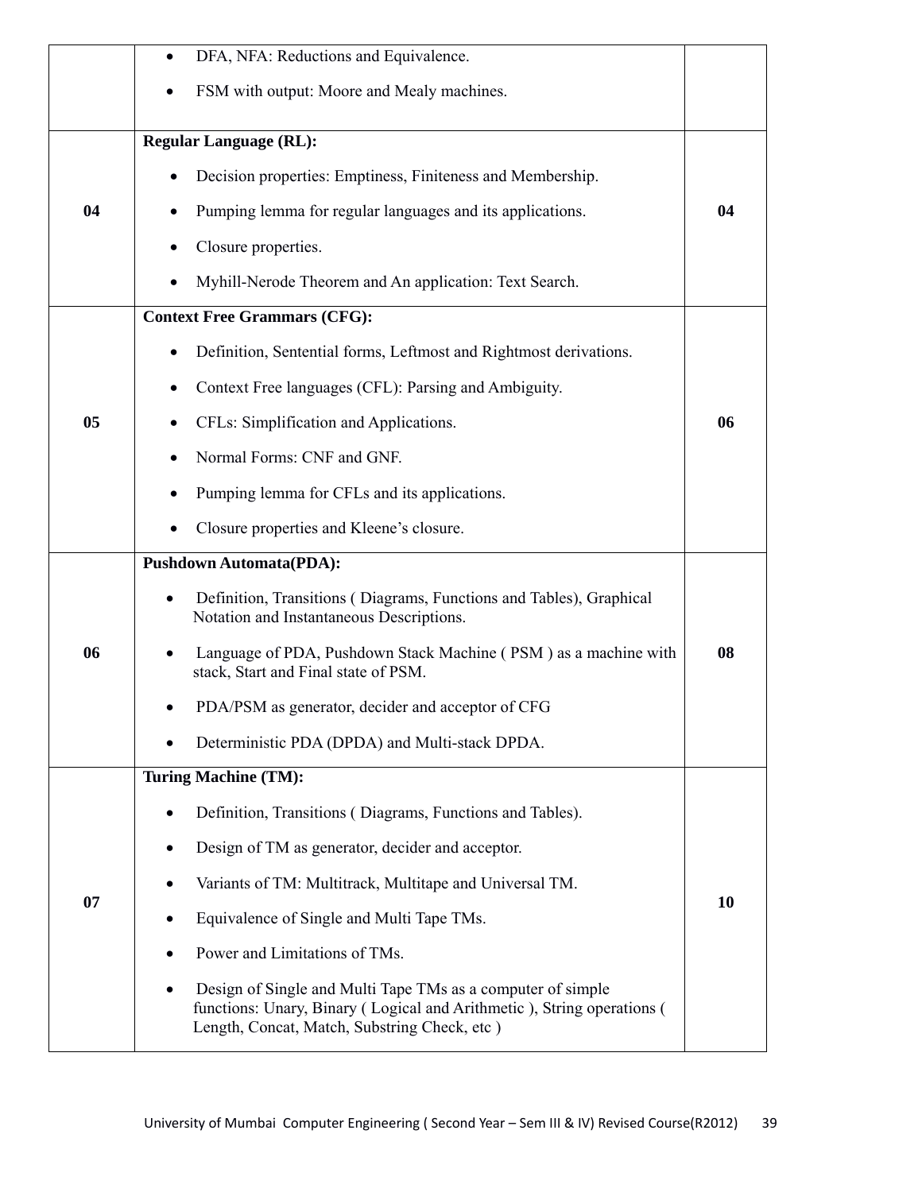| | | |
|---|---|---|
| | • DFA, NFA: Reductions and Equivalence.<br>• FSM with output: Moore and Mealy machines. | |
| **04** | **Regular Language (RL):**<br>• Decision properties: Emptiness, Finiteness and Membership.<br>• Pumping lemma for regular languages and its applications.<br>• Closure properties.<br>• Myhill-Nerode Theorem and An application: Text Search. | **04** |
| **05** | **Context Free Grammars (CFG):**<br>• Definition, Sentential forms, Leftmost and Rightmost derivations.<br>• Context Free languages (CFL): Parsing and Ambiguity.<br>• CFLs: Simplification and Applications.<br>• Normal Forms: CNF and GNF.<br>• Pumping lemma for CFLs and its applications.<br>• Closure properties and Kleene's closure. | **06** |
| **06** | **Pushdown Automata(PDA):**<br>• Definition, Transitions ( Diagrams, Functions and Tables), Graphical Notation and Instantaneous Descriptions.<br>• Language of PDA, Pushdown Stack Machine ( PSM ) as a machine with stack, Start and Final state of PSM.<br>• PDA/PSM as generator, decider and acceptor of CFG<br>• Deterministic PDA (DPDA) and Multi-stack DPDA. | **08** |
| **07** | **Turing Machine (TM):**<br>• Definition, Transitions ( Diagrams, Functions and Tables).<br>• Design of TM as generator, decider and acceptor.<br>• Variants of TM: Multitrack, Multitape and Universal TM.<br>• Equivalence of Single and Multi Tape TMs.<br>• Power and Limitations of TMs.<br>• Design of Single and Multi Tape TMs as a computer of simple functions: Unary, Binary ( Logical and Arithmetic ), String operations ( Length, Concat, Match, Substring Check, etc ) | **10** |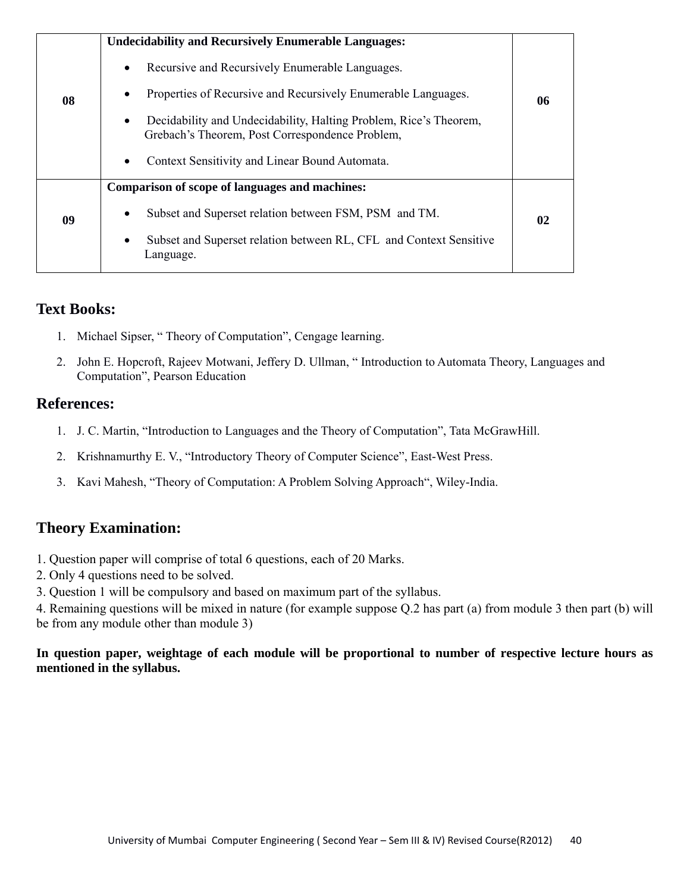| 08 | **Undecidability and Recursively Enumerable Languages:**<br>• Recursive and Recursively Enumerable Languages.<br>• Properties of Recursive and Recursively Enumerable Languages.<br>• Decidability and Undecidability, Halting Problem, Rice's Theorem, Grebach's Theorem, Post Correspondence Problem,<br>• Context Sensitivity and Linear Bound Automata. | 06 |
|---|---|---|
| 09 | **Comparison of scope of languages and machines:**<br>• Subset and Superset relation between FSM, PSM and TM.<br>• Subset and Superset relation between RL, CFL and Context Sensitive Language. | 02 |

## Text Books:

1. Michael Sipser, " Theory of Computation", Cengage learning.
2. John E. Hopcroft, Rajeev Motwani, Jeffery D. Ullman, " Introduction to Automata Theory, Languages and Computation", Pearson Education

## References:

1. J. C. Martin, "Introduction to Languages and the Theory of Computation", Tata McGrawHill.
2. Krishnamurthy E. V., "Introductory Theory of Computer Science", East-West Press.
3. Kavi Mahesh, "Theory of Computation: A Problem Solving Approach", Wiley-India.

## Theory Examination:

1. Question paper will comprise of total 6 questions, each of 20 Marks.
2. Only 4 questions need to be solved.
3. Question 1 will be compulsory and based on maximum part of the syllabus.
4. Remaining questions will be mixed in nature (for example suppose Q.2 has part (a) from module 3 then part (b) will be from any module other than module 3)

**In question paper, weightage of each module will be proportional to number of respective lecture hours as mentioned in the syllabus.**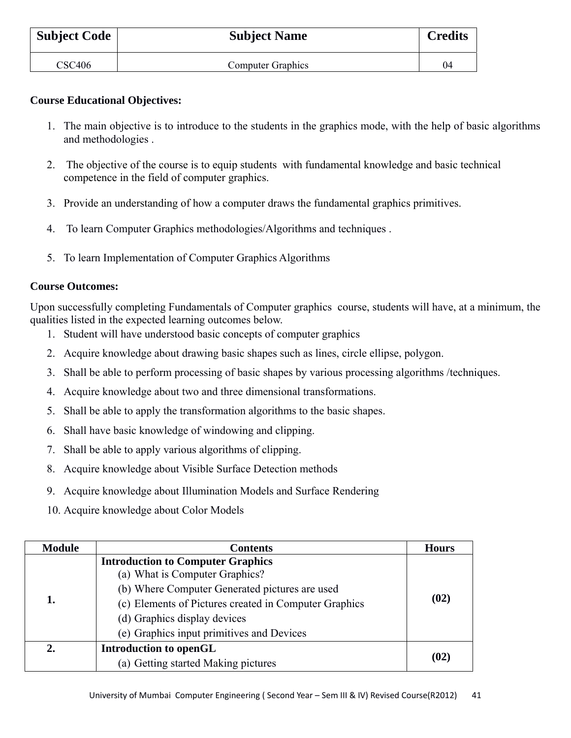| Subject Code | Subject Name | Credits |
|---|---|---|
| CSC406 | Computer Graphics | 04 |

**Course Educational Objectives:**

1. The main objective is to introduce to the students in the graphics mode, with the help of basic algorithms and methodologies .
2. The objective of the course is to equip students with fundamental knowledge and basic technical competence in the field of computer graphics.
3. Provide an understanding of how a computer draws the fundamental graphics primitives.
4. To learn Computer Graphics methodologies/Algorithms and techniques .
5. To learn Implementation of Computer Graphics Algorithms

**Course Outcomes:**

Upon successfully completing Fundamentals of Computer graphics course, students will have, at a minimum, the qualities listed in the expected learning outcomes below.

1. Student will have understood basic concepts of computer graphics
2. Acquire knowledge about drawing basic shapes such as lines, circle ellipse, polygon.
3. Shall be able to perform processing of basic shapes by various processing algorithms /techniques.
4. Acquire knowledge about two and three dimensional transformations.
5. Shall be able to apply the transformation algorithms to the basic shapes.
6. Shall have basic knowledge of windowing and clipping.
7. Shall be able to apply various algorithms of clipping.
8. Acquire knowledge about Visible Surface Detection methods
9. Acquire knowledge about Illumination Models and Surface Rendering
10. Acquire knowledge about Color Models

| Module | Contents | Hours |
|---|---|---|
| **1.** | **Introduction to Computer Graphics**<br>(a) What is Computer Graphics?<br>(b) Where Computer Generated pictures are used<br>(c) Elements of Pictures created in Computer Graphics<br>(d) Graphics display devices<br>(e) Graphics input primitives and Devices | **(02)** |
| **2.** | **Introduction to openGL**<br>(a) Getting started Making pictures | **(02)** |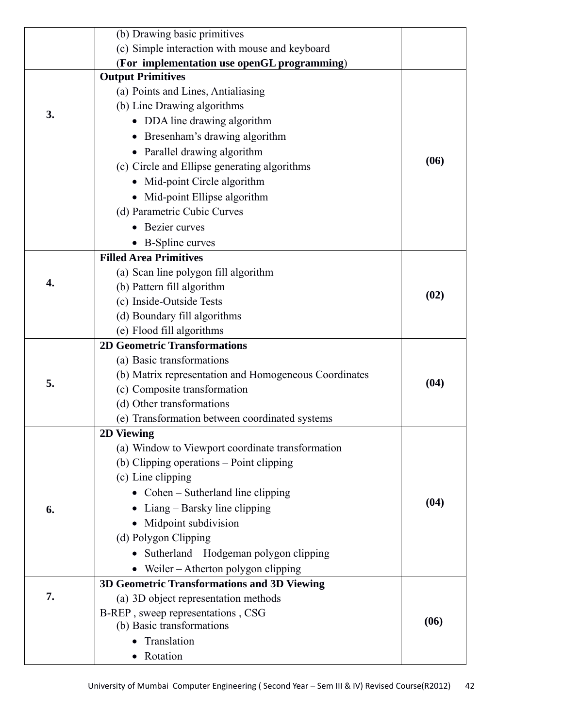| | | |
|---|---|---|
| | (b) Drawing basic primitives<br>(c) Simple interaction with mouse and keyboard<br>(**For implementation use openGL programming**) | |
| **3.** | **Output Primitives**<br>(a) Points and Lines, Antialiasing<br>(b) Line Drawing algorithms<br>• DDA line drawing algorithm<br>• Bresenham's drawing algorithm<br>• Parallel drawing algorithm<br>(c) Circle and Ellipse generating algorithms<br>• Mid-point Circle algorithm<br>• Mid-point Ellipse algorithm<br>(d) Parametric Cubic Curves<br>• Bezier curves<br>• B-Spline curves | **(06)** |
| **4.** | **Filled Area Primitives**<br>(a) Scan line polygon fill algorithm<br>(b) Pattern fill algorithm<br>(c) Inside-Outside Tests<br>(d) Boundary fill algorithms<br>(e) Flood fill algorithms | **(02)** |
| **5.** | **2D Geometric Transformations**<br>(a) Basic transformations<br>(b) Matrix representation and Homogeneous Coordinates<br>(c) Composite transformation<br>(d) Other transformations<br>(e) Transformation between coordinated systems | **(04)** |
| **6.** | **2D Viewing**<br>(a) Window to Viewport coordinate transformation<br>(b) Clipping operations – Point clipping<br>(c) Line clipping<br>• Cohen – Sutherland line clipping<br>• Liang – Barsky line clipping<br>• Midpoint subdivision<br>(d) Polygon Clipping<br>• Sutherland – Hodgeman polygon clipping<br>• Weiler – Atherton polygon clipping | **(04)** |
| **7.** | **3D Geometric Transformations and 3D Viewing**<br>(a) 3D object representation methods<br>B-REP , sweep representations , CSG<br>(b) Basic transformations<br>• Translation<br>• Rotation | **(06)** |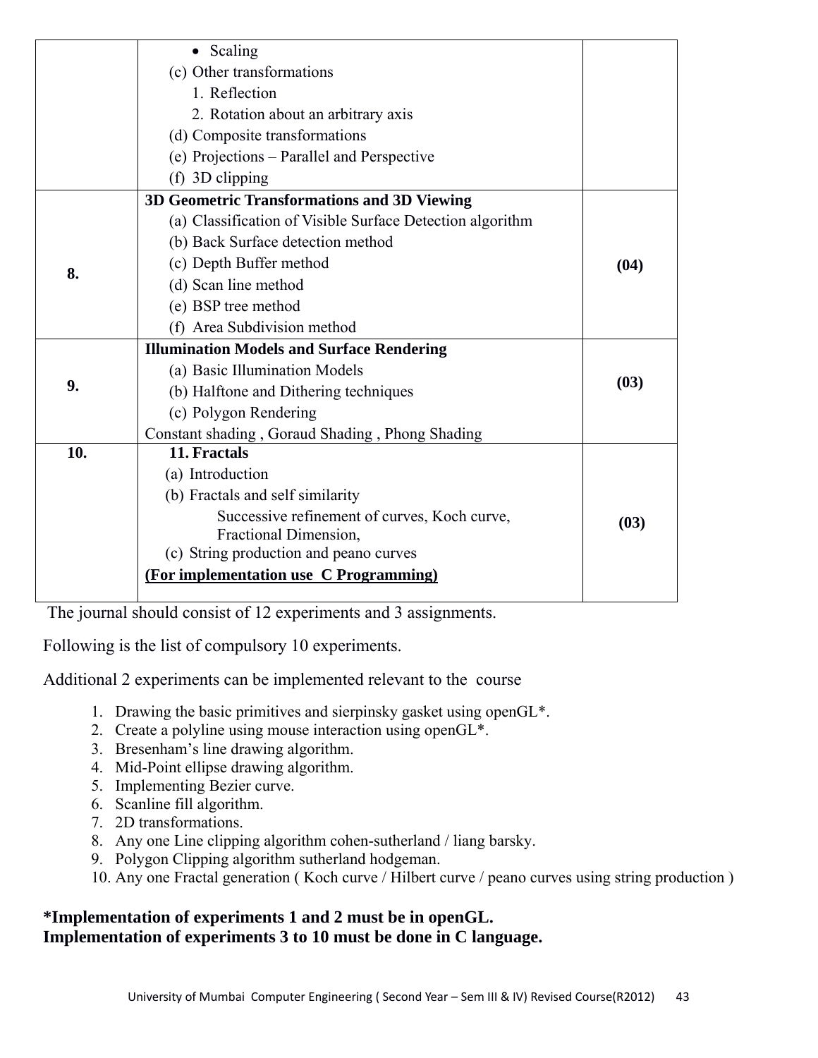| | | |
|---|---|---|
| | • Scaling<br>(c) Other transformations<br>1. Reflection<br>2. Rotation about an arbitrary axis<br>(d) Composite transformations<br>(e) Projections – Parallel and Perspective<br>(f) 3D clipping | |
| **8.** | **3D Geometric Transformations and 3D Viewing**<br>(a) Classification of Visible Surface Detection algorithm<br>(b) Back Surface detection method<br>(c) Depth Buffer method<br>(d) Scan line method<br>(e) BSP tree method<br>(f) Area Subdivision method | **(04)** |
| **9.** | **Illumination Models and Surface Rendering**<br>(a) Basic Illumination Models<br>(b) Halftone and Dithering techniques<br>(c) Polygon Rendering<br>Constant shading , Goraud Shading , Phong Shading | **(03)** |
| **10.** | **11. Fractals**<br>(a) Introduction<br>(b) Fractals and self similarity<br>Successive refinement of curves, Koch curve, Fractional Dimension,<br>(c) String production and peano curves<br>**(For implementation use C Programming)** | **(03)** |

The journal should consist of 12 experiments and 3 assignments.

Following is the list of compulsory 10 experiments.

Additional 2 experiments can be implemented relevant to the course

1. Drawing the basic primitives and sierpinsky gasket using openGL*.
2. Create a polyline using mouse interaction using openGL*.
3. Bresenham's line drawing algorithm.
4. Mid-Point ellipse drawing algorithm.
5. Implementing Bezier curve.
6. Scanline fill algorithm.
7. 2D transformations.
8. Any one Line clipping algorithm cohen-sutherland / liang barsky.
9. Polygon Clipping algorithm sutherland hodgeman.
10. Any one Fractal generation ( Koch curve / Hilbert curve / peano curves using string production )

**\*Implementation of experiments 1 and 2 must be in openGL.**
**Implementation of experiments 3 to 10 must be done in C language.**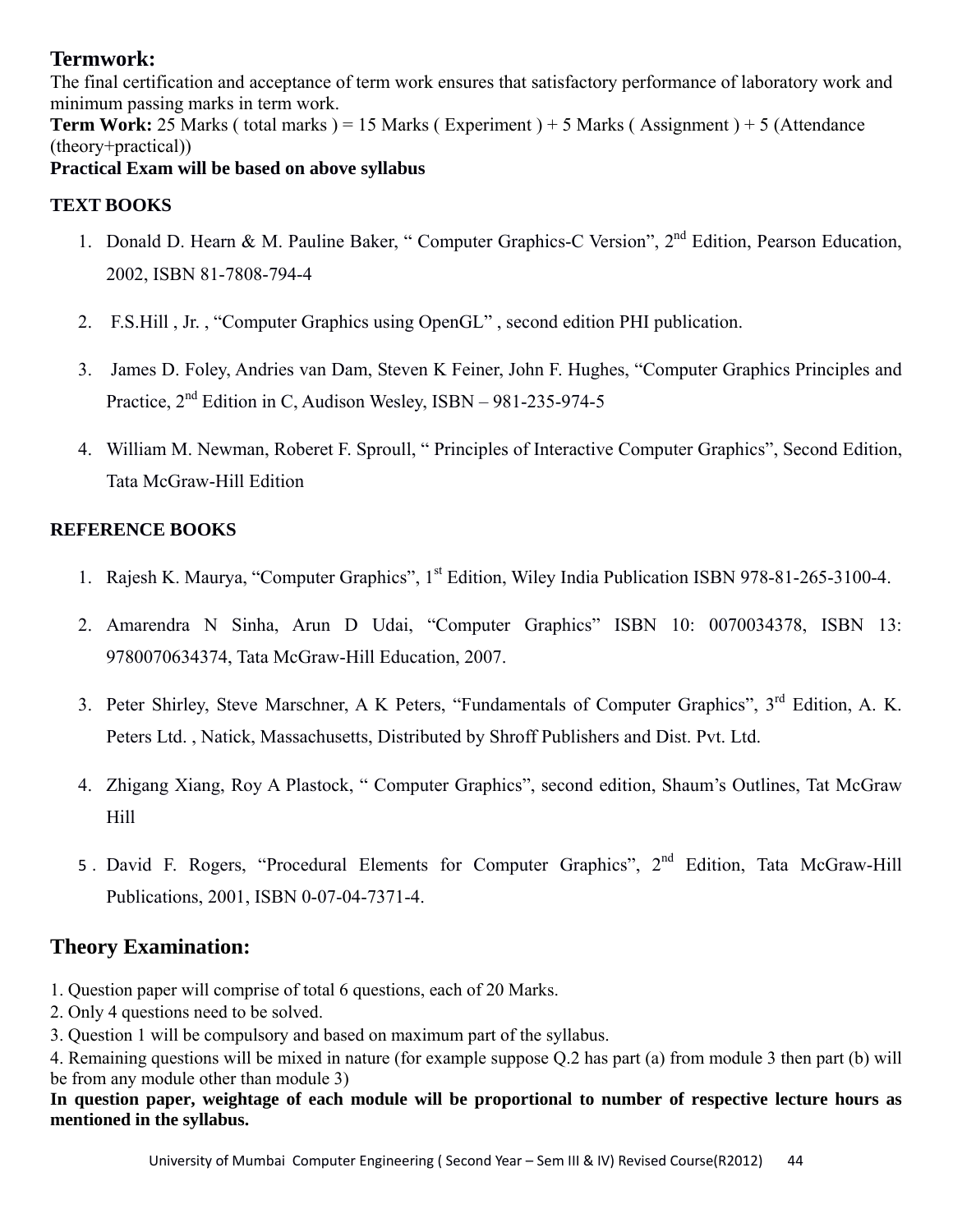## Termwork:

The final certification and acceptance of term work ensures that satisfactory performance of laboratory work and minimum passing marks in term work.

**Term Work:** 25 Marks ( total marks ) = 15 Marks ( Experiment ) + 5 Marks ( Assignment ) + 5 (Attendance (theory+practical))

**Practical Exam will be based on above syllabus**

### TEXT BOOKS

1. Donald D. Hearn & M. Pauline Baker, " Computer Graphics-C Version", 2nd Edition, Pearson Education, 2002, ISBN 81-7808-794-4
2. F.S.Hill , Jr. , "Computer Graphics using OpenGL" , second edition PHI publication.
3. James D. Foley, Andries van Dam, Steven K Feiner, John F. Hughes, "Computer Graphics Principles and Practice, 2nd Edition in C, Audison Wesley, ISBN – 981-235-974-5
4. William M. Newman, Roberet F. Sproull, " Principles of Interactive Computer Graphics", Second Edition, Tata McGraw-Hill Edition

### REFERENCE BOOKS

1. Rajesh K. Maurya, "Computer Graphics", 1st Edition, Wiley India Publication ISBN 978-81-265-3100-4.
2. Amarendra N Sinha, Arun D Udai, "Computer Graphics" ISBN 10: 0070034378, ISBN 13: 9780070634374, Tata McGraw-Hill Education, 2007.
3. Peter Shirley, Steve Marschner, A K Peters, "Fundamentals of Computer Graphics", 3rd Edition, A. K. Peters Ltd. , Natick, Massachusetts, Distributed by Shroff Publishers and Dist. Pvt. Ltd.
4. Zhigang Xiang, Roy A Plastock, " Computer Graphics", second edition, Shaum's Outlines, Tat McGraw Hill
5. David F. Rogers, "Procedural Elements for Computer Graphics", 2nd Edition, Tata McGraw-Hill Publications, 2001, ISBN 0-07-04-7371-4.

## Theory Examination:

1. Question paper will comprise of total 6 questions, each of 20 Marks.
2. Only 4 questions need to be solved.
3. Question 1 will be compulsory and based on maximum part of the syllabus.
4. Remaining questions will be mixed in nature (for example suppose Q.2 has part (a) from module 3 then part (b) will be from any module other than module 3)

**In question paper, weightage of each module will be proportional to number of respective lecture hours as mentioned in the syllabus.**